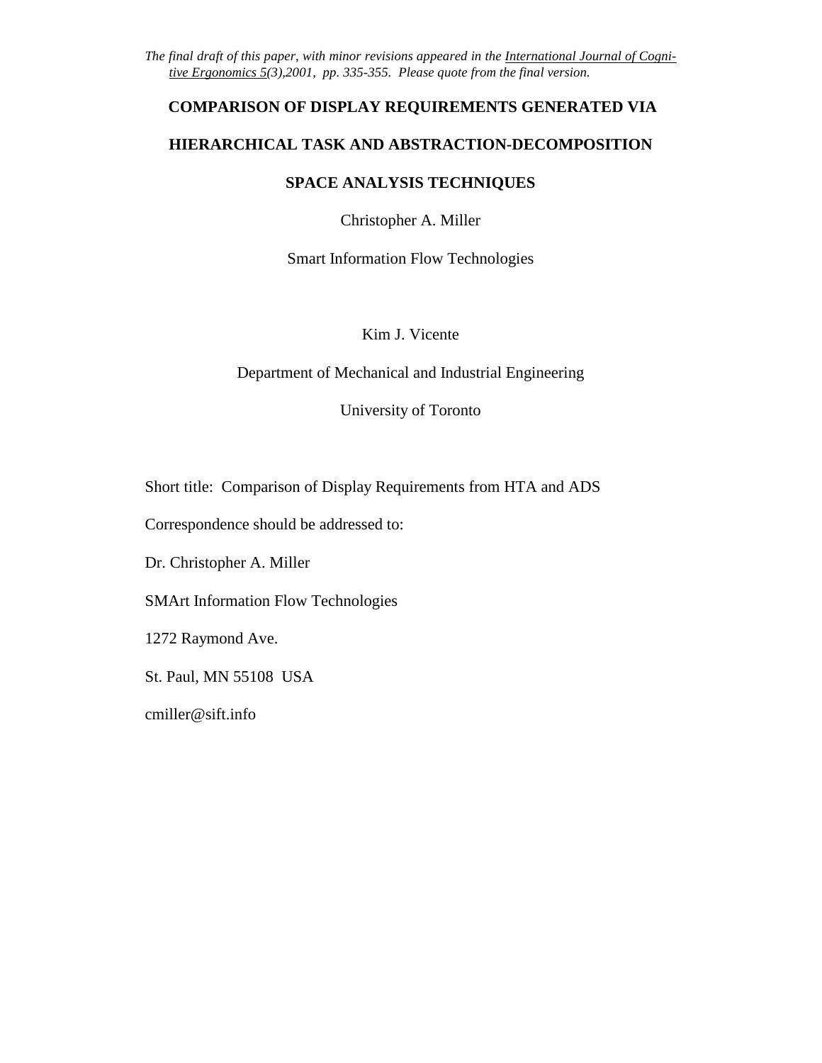*The final draft of this paper, with minor revisions appeared in the International Journal of Cognitive Ergonomics 5(3),2001, pp. 335-355. Please quote from the final version.*

# COMPARISON OF DISPLAY REQUIREMENTS GENERATED VIA HIERARCHICAL TASK AND ABSTRACTION-DECOMPOSITION SPACE ANALYSIS TECHNIQUES

Christopher A. Miller

Smart Information Flow Technologies

Kim J. Vicente

Department of Mechanical and Industrial Engineering

University of Toronto

Short title: Comparison of Display Requirements from HTA and ADS

Correspondence should be addressed to:

Dr. Christopher A. Miller

SMArt Information Flow Technologies

1272 Raymond Ave.

St. Paul, MN 55108 USA

cmiller@sift.info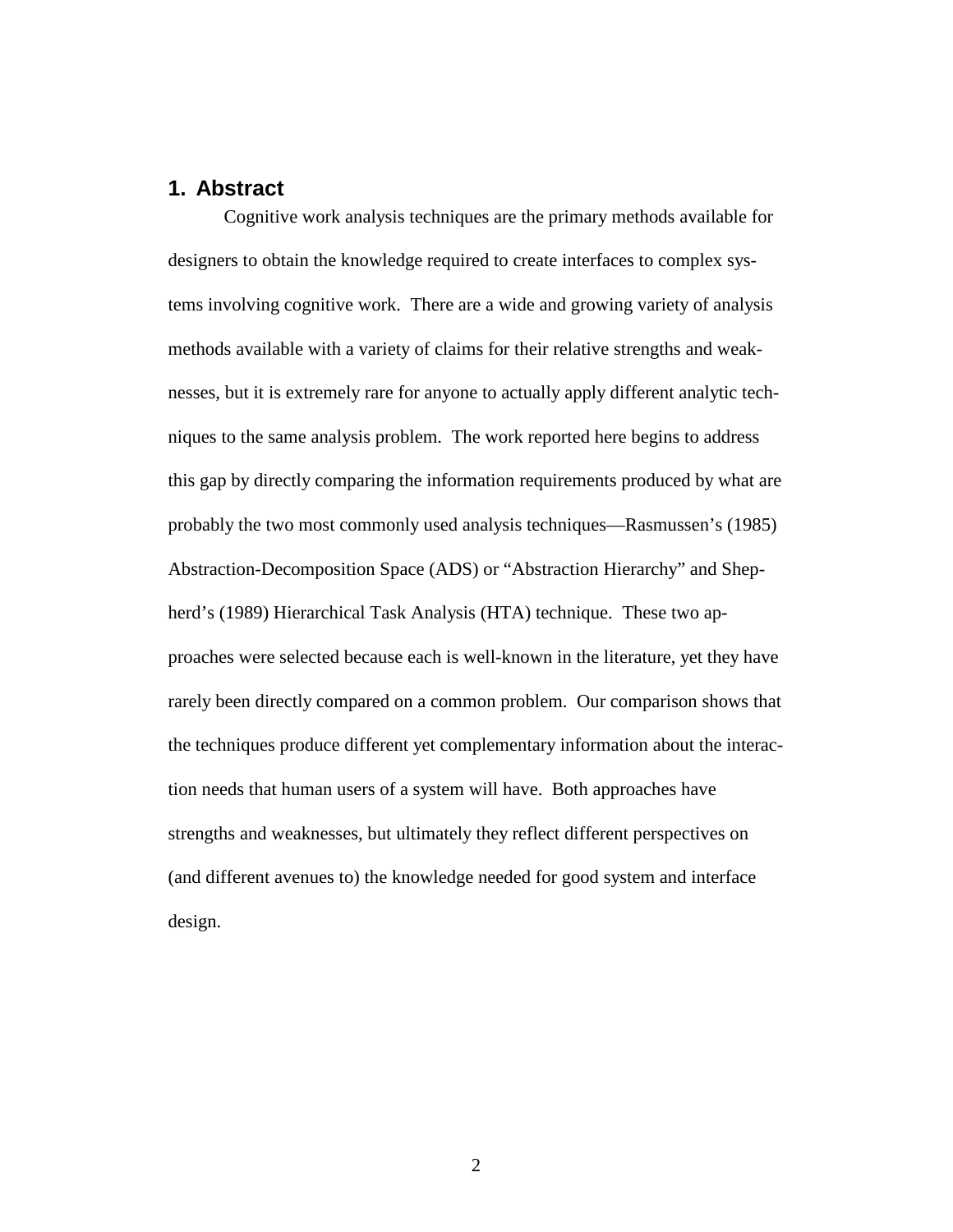## 1. Abstract

Cognitive work analysis techniques are the primary methods available for designers to obtain the knowledge required to create interfaces to complex systems involving cognitive work. There are a wide and growing variety of analysis methods available with a variety of claims for their relative strengths and weaknesses, but it is extremely rare for anyone to actually apply different analytic techniques to the same analysis problem. The work reported here begins to address this gap by directly comparing the information requirements produced by what are probably the two most commonly used analysis techniques—Rasmussen's (1985) Abstraction-Decomposition Space (ADS) or "Abstraction Hierarchy" and Shepherd's (1989) Hierarchical Task Analysis (HTA) technique. These two approaches were selected because each is well-known in the literature, yet they have rarely been directly compared on a common problem. Our comparison shows that the techniques produce different yet complementary information about the interaction needs that human users of a system will have. Both approaches have strengths and weaknesses, but ultimately they reflect different perspectives on (and different avenues to) the knowledge needed for good system and interface design.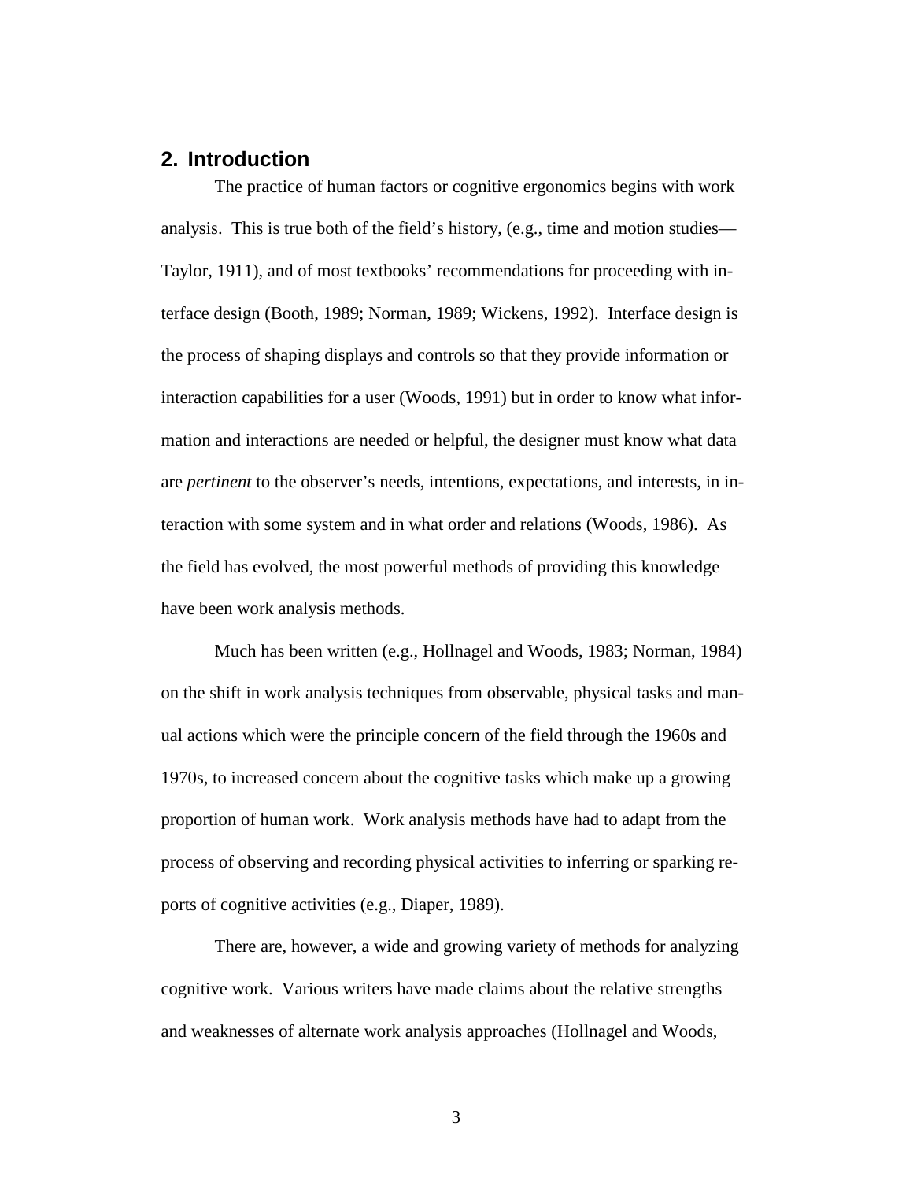## 2. Introduction

The practice of human factors or cognitive ergonomics begins with work analysis. This is true both of the field's history, (e.g., time and motion studies—Taylor, 1911), and of most textbooks' recommendations for proceeding with interface design (Booth, 1989; Norman, 1989; Wickens, 1992). Interface design is the process of shaping displays and controls so that they provide information or interaction capabilities for a user (Woods, 1991) but in order to know what information and interactions are needed or helpful, the designer must know what data are *pertinent* to the observer's needs, intentions, expectations, and interests, in interaction with some system and in what order and relations (Woods, 1986). As the field has evolved, the most powerful methods of providing this knowledge have been work analysis methods.

Much has been written (e.g., Hollnagel and Woods, 1983; Norman, 1984) on the shift in work analysis techniques from observable, physical tasks and manual actions which were the principle concern of the field through the 1960s and 1970s, to increased concern about the cognitive tasks which make up a growing proportion of human work. Work analysis methods have had to adapt from the process of observing and recording physical activities to inferring or sparking reports of cognitive activities (e.g., Diaper, 1989).

There are, however, a wide and growing variety of methods for analyzing cognitive work. Various writers have made claims about the relative strengths and weaknesses of alternate work analysis approaches (Hollnagel and Woods,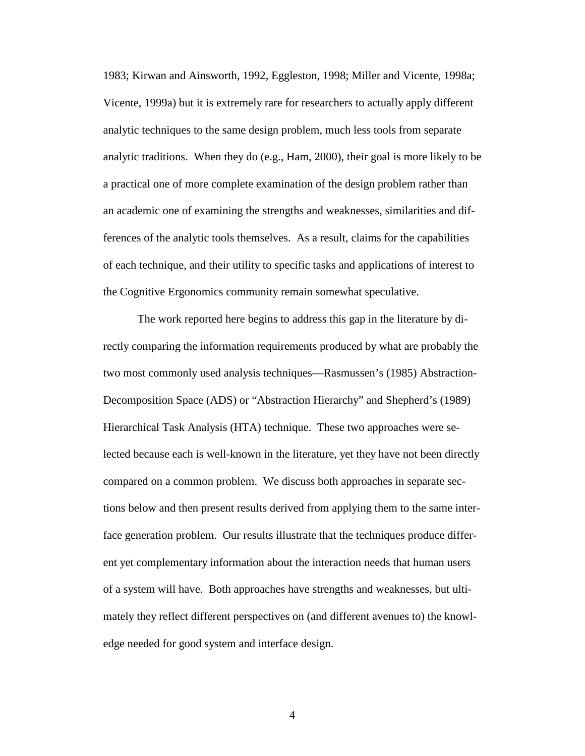1983; Kirwan and Ainsworth, 1992, Eggleston, 1998; Miller and Vicente, 1998a; Vicente, 1999a) but it is extremely rare for researchers to actually apply different analytic techniques to the same design problem, much less tools from separate analytic traditions. When they do (e.g., Ham, 2000), their goal is more likely to be a practical one of more complete examination of the design problem rather than an academic one of examining the strengths and weaknesses, similarities and differences of the analytic tools themselves. As a result, claims for the capabilities of each technique, and their utility to specific tasks and applications of interest to the Cognitive Ergonomics community remain somewhat speculative.

The work reported here begins to address this gap in the literature by directly comparing the information requirements produced by what are probably the two most commonly used analysis techniques—Rasmussen's (1985) Abstraction-Decomposition Space (ADS) or "Abstraction Hierarchy" and Shepherd's (1989) Hierarchical Task Analysis (HTA) technique. These two approaches were selected because each is well-known in the literature, yet they have not been directly compared on a common problem. We discuss both approaches in separate sections below and then present results derived from applying them to the same interface generation problem. Our results illustrate that the techniques produce different yet complementary information about the interaction needs that human users of a system will have. Both approaches have strengths and weaknesses, but ultimately they reflect different perspectives on (and different avenues to) the knowledge needed for good system and interface design.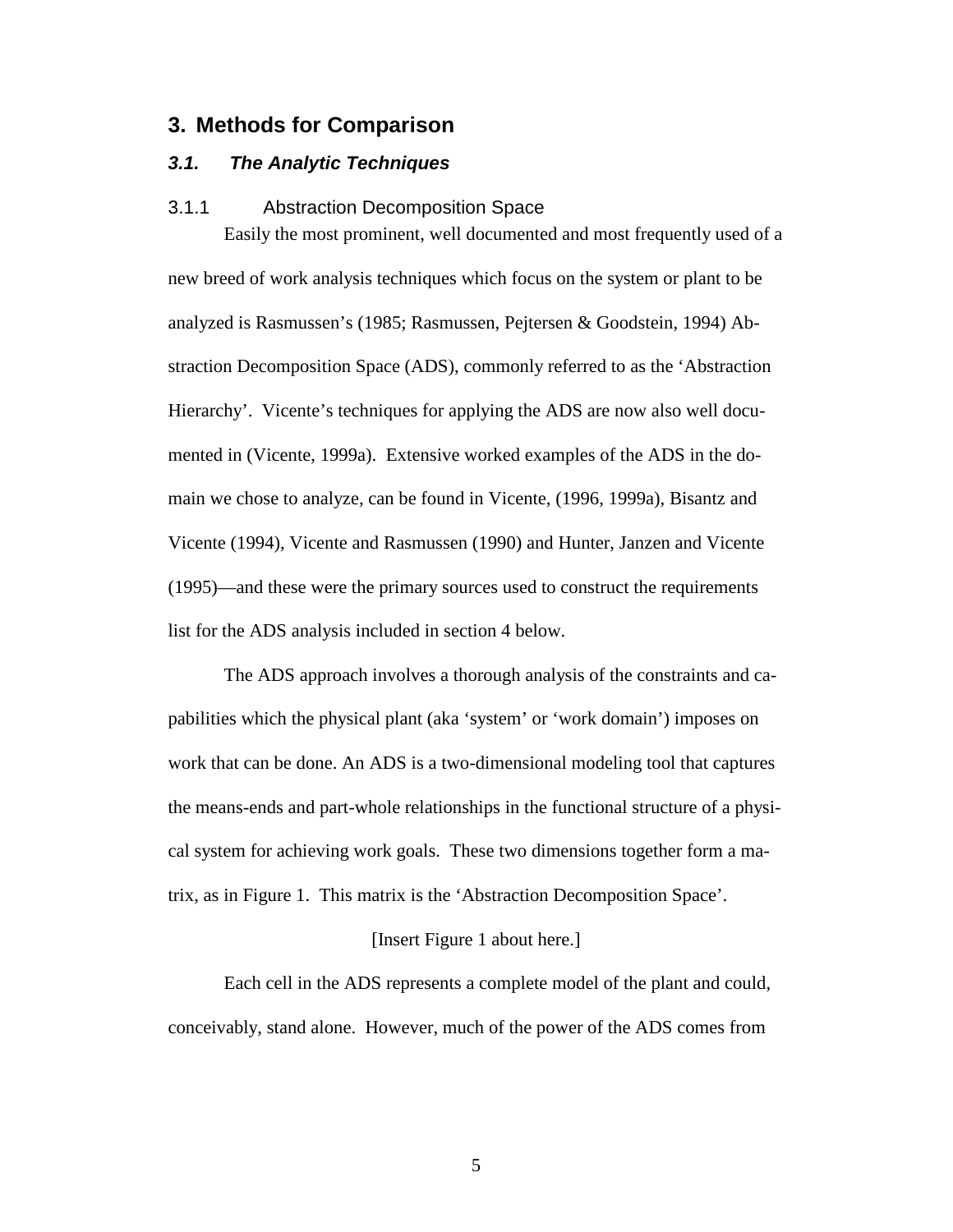# 3. Methods for Comparison

## *3.1. The Analytic Techniques*

### 3.1.1 Abstraction Decomposition Space

Easily the most prominent, well documented and most frequently used of a new breed of work analysis techniques which focus on the system or plant to be analyzed is Rasmussen's (1985; Rasmussen, Pejtersen & Goodstein, 1994) Abstraction Decomposition Space (ADS), commonly referred to as the 'Abstraction Hierarchy'. Vicente's techniques for applying the ADS are now also well documented in (Vicente, 1999a). Extensive worked examples of the ADS in the domain we chose to analyze, can be found in Vicente, (1996, 1999a), Bisantz and Vicente (1994), Vicente and Rasmussen (1990) and Hunter, Janzen and Vicente (1995)—and these were the primary sources used to construct the requirements list for the ADS analysis included in section 4 below.

The ADS approach involves a thorough analysis of the constraints and capabilities which the physical plant (aka 'system' or 'work domain') imposes on work that can be done. An ADS is a two-dimensional modeling tool that captures the means-ends and part-whole relationships in the functional structure of a physical system for achieving work goals. These two dimensions together form a matrix, as in Figure 1. This matrix is the 'Abstraction Decomposition Space'.

[Insert Figure 1 about here.]

Each cell in the ADS represents a complete model of the plant and could, conceivably, stand alone. However, much of the power of the ADS comes from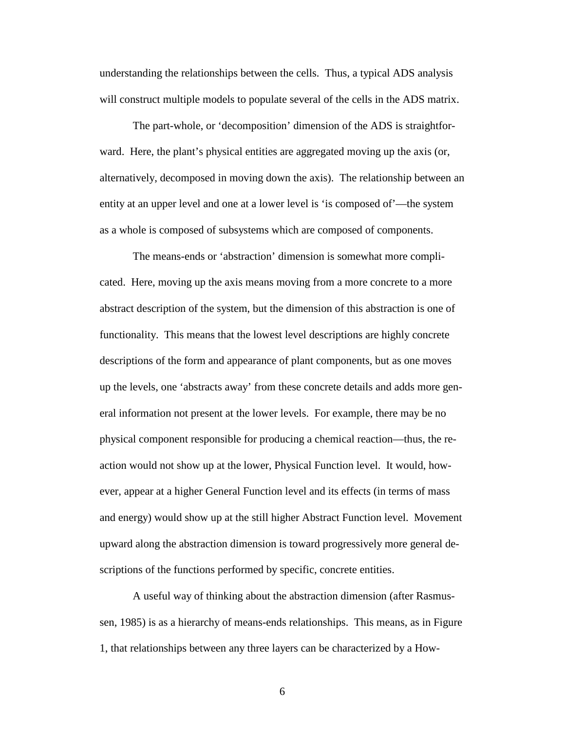understanding the relationships between the cells. Thus, a typical ADS analysis will construct multiple models to populate several of the cells in the ADS matrix.

The part-whole, or 'decomposition' dimension of the ADS is straightforward. Here, the plant's physical entities are aggregated moving up the axis (or, alternatively, decomposed in moving down the axis). The relationship between an entity at an upper level and one at a lower level is 'is composed of'—the system as a whole is composed of subsystems which are composed of components.

The means-ends or 'abstraction' dimension is somewhat more complicated. Here, moving up the axis means moving from a more concrete to a more abstract description of the system, but the dimension of this abstraction is one of functionality. This means that the lowest level descriptions are highly concrete descriptions of the form and appearance of plant components, but as one moves up the levels, one 'abstracts away' from these concrete details and adds more general information not present at the lower levels. For example, there may be no physical component responsible for producing a chemical reaction—thus, the reaction would not show up at the lower, Physical Function level. It would, however, appear at a higher General Function level and its effects (in terms of mass and energy) would show up at the still higher Abstract Function level. Movement upward along the abstraction dimension is toward progressively more general descriptions of the functions performed by specific, concrete entities.

A useful way of thinking about the abstraction dimension (after Rasmussen, 1985) is as a hierarchy of means-ends relationships. This means, as in Figure 1, that relationships between any three layers can be characterized by a How-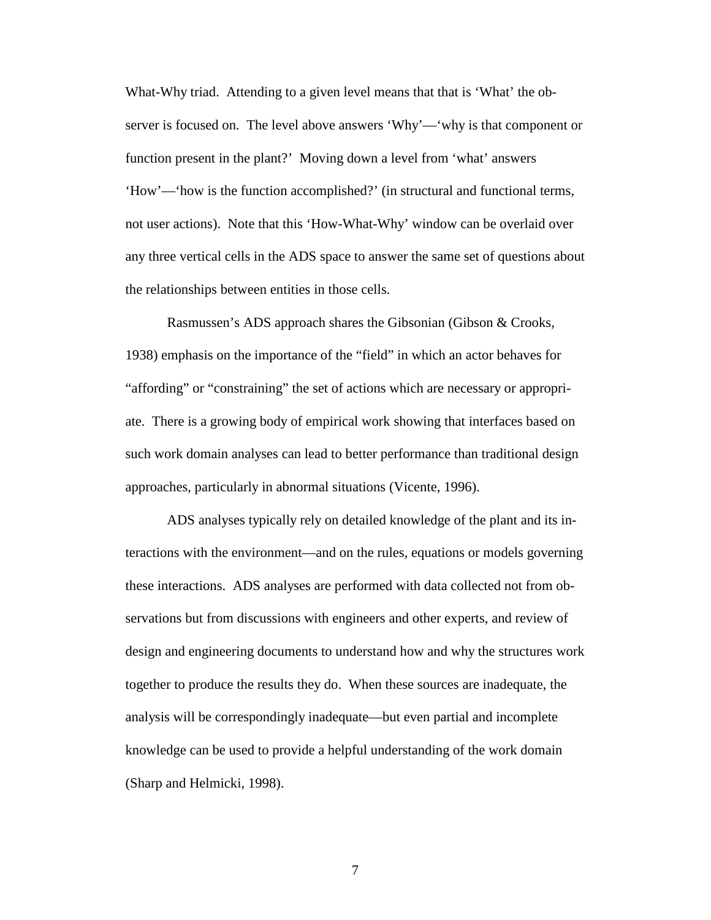What-Why triad. Attending to a given level means that that is 'What' the observer is focused on. The level above answers 'Why'—'why is that component or function present in the plant?' Moving down a level from 'what' answers 'How'—'how is the function accomplished?' (in structural and functional terms, not user actions). Note that this 'How-What-Why' window can be overlaid over any three vertical cells in the ADS space to answer the same set of questions about the relationships between entities in those cells.

Rasmussen's ADS approach shares the Gibsonian (Gibson & Crooks, 1938) emphasis on the importance of the "field" in which an actor behaves for "affording" or "constraining" the set of actions which are necessary or appropriate. There is a growing body of empirical work showing that interfaces based on such work domain analyses can lead to better performance than traditional design approaches, particularly in abnormal situations (Vicente, 1996).

ADS analyses typically rely on detailed knowledge of the plant and its interactions with the environment—and on the rules, equations or models governing these interactions. ADS analyses are performed with data collected not from observations but from discussions with engineers and other experts, and review of design and engineering documents to understand how and why the structures work together to produce the results they do. When these sources are inadequate, the analysis will be correspondingly inadequate—but even partial and incomplete knowledge can be used to provide a helpful understanding of the work domain (Sharp and Helmicki, 1998).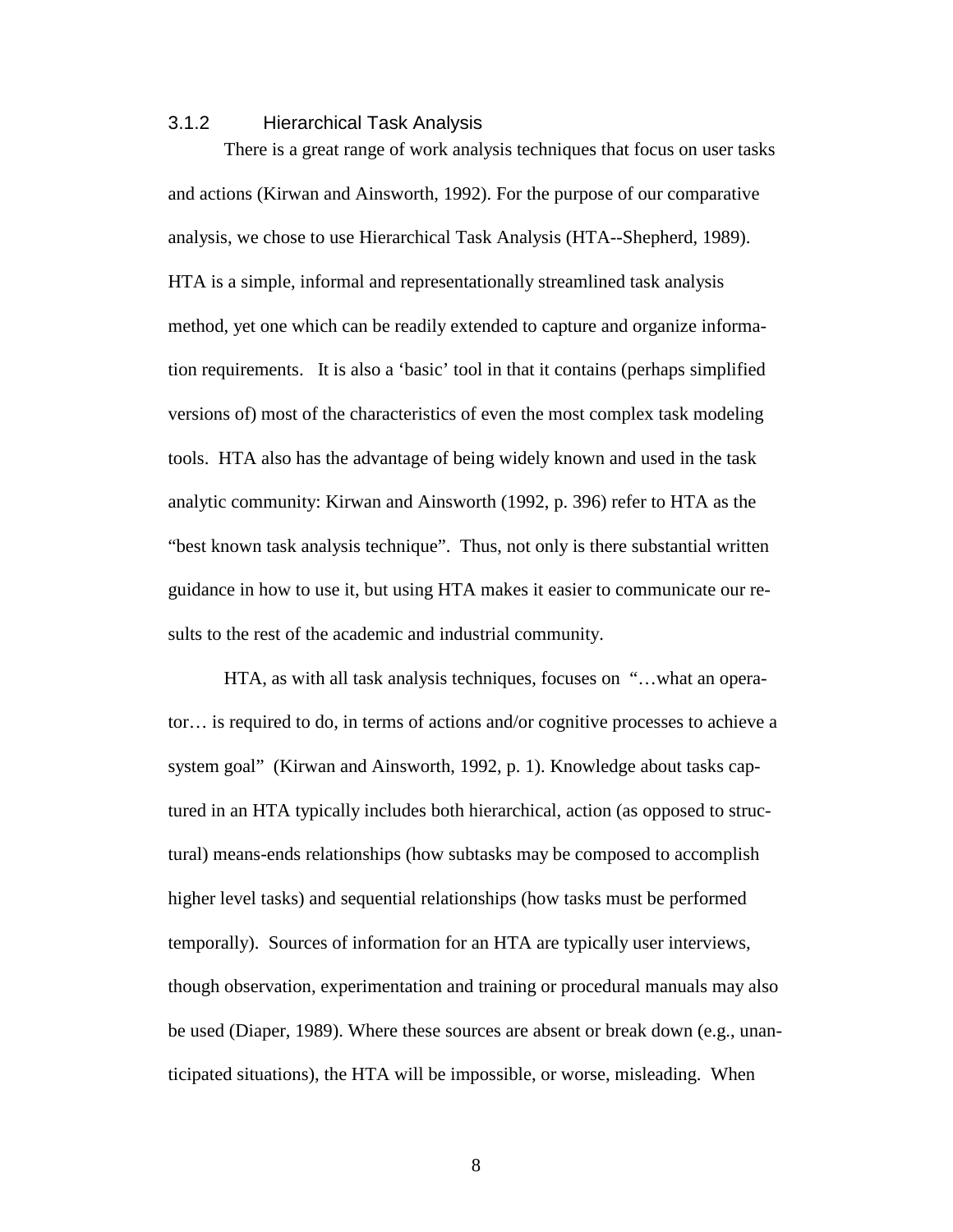### 3.1.2 Hierarchical Task Analysis

There is a great range of work analysis techniques that focus on user tasks and actions (Kirwan and Ainsworth, 1992). For the purpose of our comparative analysis, we chose to use Hierarchical Task Analysis (HTA--Shepherd, 1989). HTA is a simple, informal and representationally streamlined task analysis method, yet one which can be readily extended to capture and organize information requirements. It is also a 'basic' tool in that it contains (perhaps simplified versions of) most of the characteristics of even the most complex task modeling tools. HTA also has the advantage of being widely known and used in the task analytic community: Kirwan and Ainsworth (1992, p. 396) refer to HTA as the "best known task analysis technique". Thus, not only is there substantial written guidance in how to use it, but using HTA makes it easier to communicate our results to the rest of the academic and industrial community.

HTA, as with all task analysis techniques, focuses on "…what an operator… is required to do, in terms of actions and/or cognitive processes to achieve a system goal" (Kirwan and Ainsworth, 1992, p. 1). Knowledge about tasks captured in an HTA typically includes both hierarchical, action (as opposed to structural) means-ends relationships (how subtasks may be composed to accomplish higher level tasks) and sequential relationships (how tasks must be performed temporally). Sources of information for an HTA are typically user interviews, though observation, experimentation and training or procedural manuals may also be used (Diaper, 1989). Where these sources are absent or break down (e.g., unanticipated situations), the HTA will be impossible, or worse, misleading. When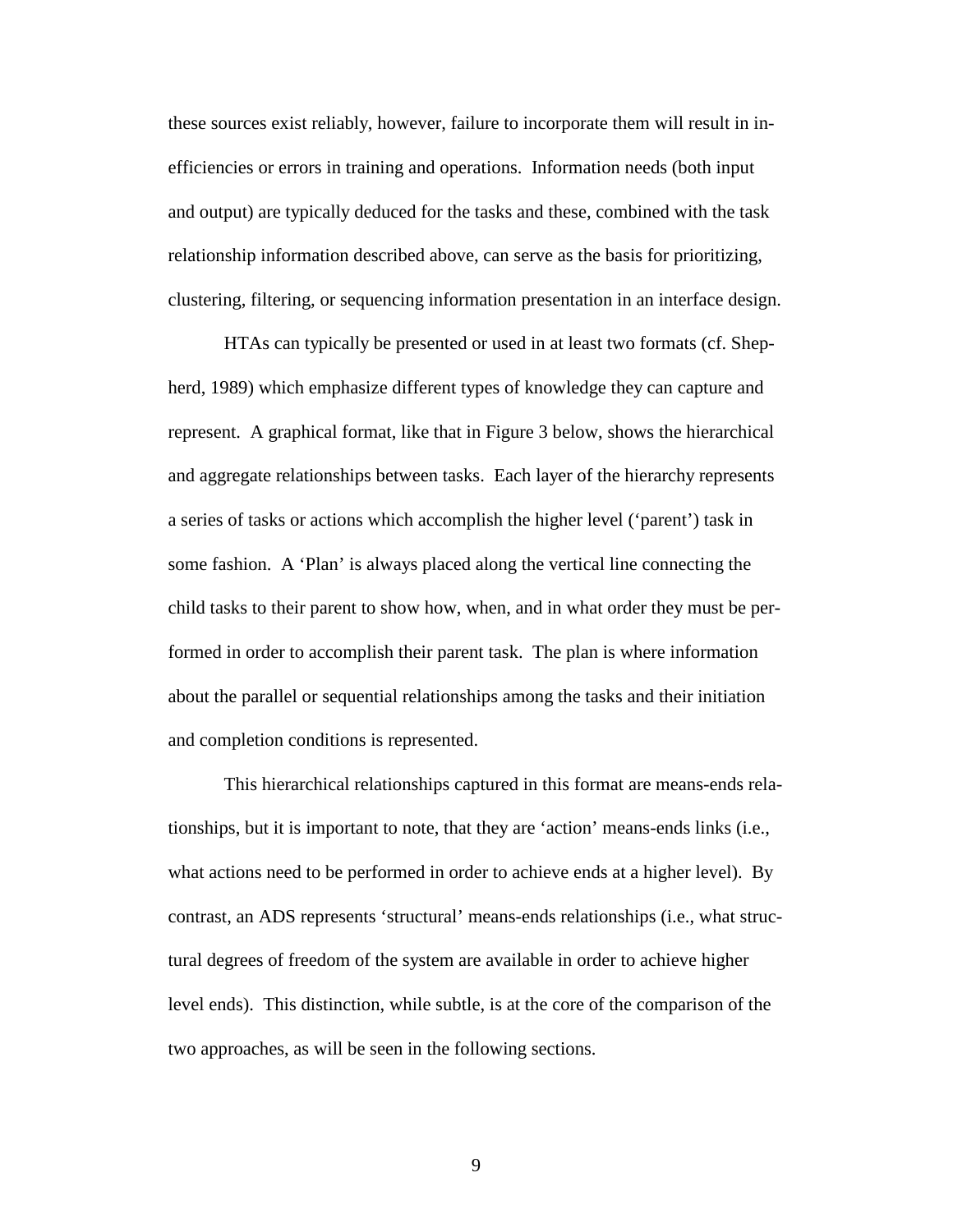these sources exist reliably, however, failure to incorporate them will result in inefficiencies or errors in training and operations. Information needs (both input and output) are typically deduced for the tasks and these, combined with the task relationship information described above, can serve as the basis for prioritizing, clustering, filtering, or sequencing information presentation in an interface design.

HTAs can typically be presented or used in at least two formats (cf. Shepherd, 1989) which emphasize different types of knowledge they can capture and represent. A graphical format, like that in Figure 3 below, shows the hierarchical and aggregate relationships between tasks. Each layer of the hierarchy represents a series of tasks or actions which accomplish the higher level ('parent') task in some fashion. A 'Plan' is always placed along the vertical line connecting the child tasks to their parent to show how, when, and in what order they must be performed in order to accomplish their parent task. The plan is where information about the parallel or sequential relationships among the tasks and their initiation and completion conditions is represented.

This hierarchical relationships captured in this format are means-ends relationships, but it is important to note, that they are 'action' means-ends links (i.e., what actions need to be performed in order to achieve ends at a higher level). By contrast, an ADS represents 'structural' means-ends relationships (i.e., what structural degrees of freedom of the system are available in order to achieve higher level ends). This distinction, while subtle, is at the core of the comparison of the two approaches, as will be seen in the following sections.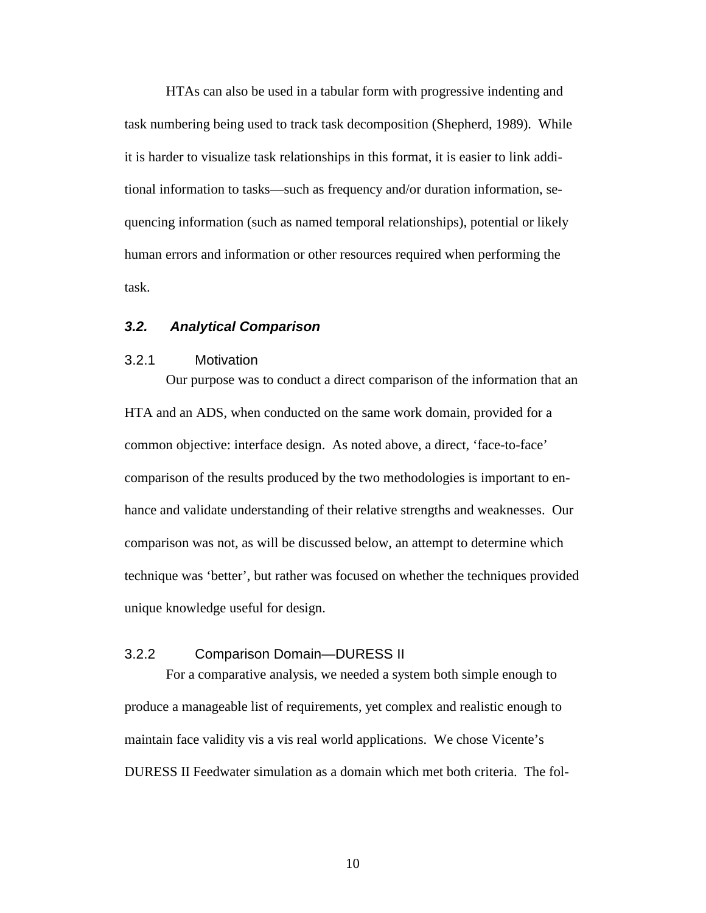HTAs can also be used in a tabular form with progressive indenting and task numbering being used to track task decomposition (Shepherd, 1989). While it is harder to visualize task relationships in this format, it is easier to link additional information to tasks—such as frequency and/or duration information, sequencing information (such as named temporal relationships), potential or likely human errors and information or other resources required when performing the task.

## *3.2. Analytical Comparison*

### 3.2.1 Motivation

Our purpose was to conduct a direct comparison of the information that an HTA and an ADS, when conducted on the same work domain, provided for a common objective: interface design. As noted above, a direct, 'face-to-face' comparison of the results produced by the two methodologies is important to enhance and validate understanding of their relative strengths and weaknesses. Our comparison was not, as will be discussed below, an attempt to determine which technique was 'better', but rather was focused on whether the techniques provided unique knowledge useful for design.

### 3.2.2 Comparison Domain—DURESS II

For a comparative analysis, we needed a system both simple enough to produce a manageable list of requirements, yet complex and realistic enough to maintain face validity vis a vis real world applications. We chose Vicente's DURESS II Feedwater simulation as a domain which met both criteria. The fol-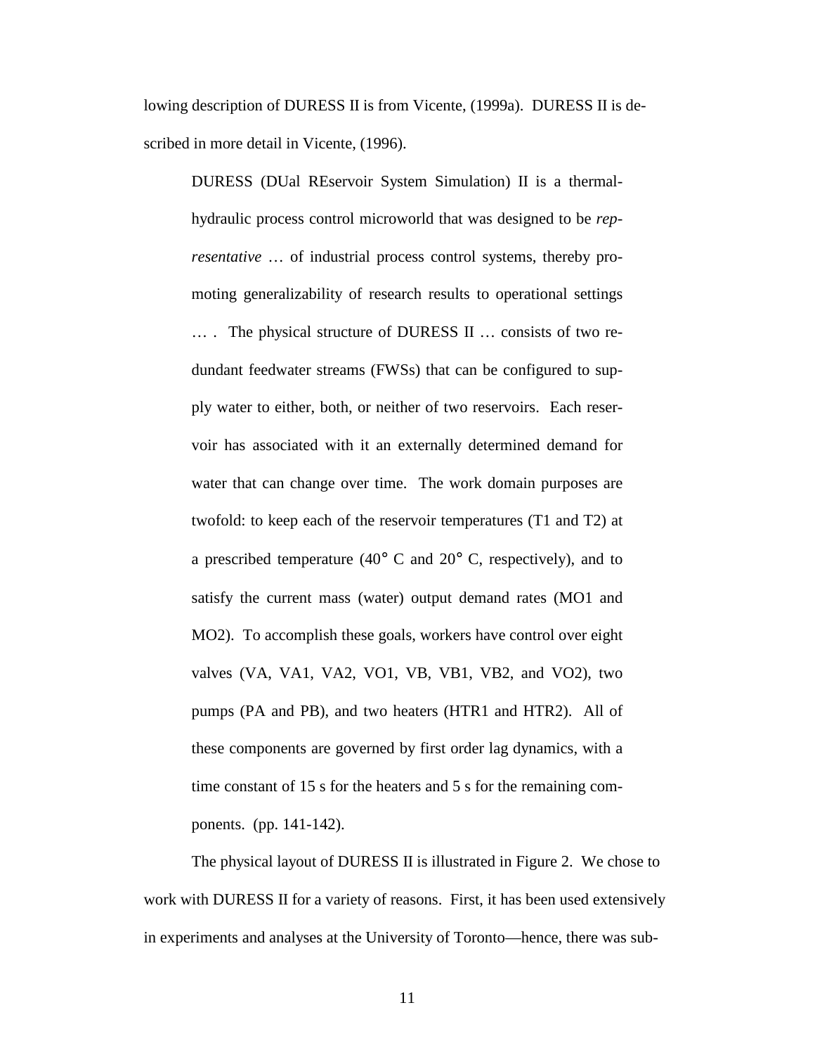lowing description of DURESS II is from Vicente, (1999a). DURESS II is described in more detail in Vicente, (1996).

> DURESS (DUal REservoir System Simulation) II is a thermal-hydraulic process control microworld that was designed to be *representative* … of industrial process control systems, thereby promoting generalizability of research results to operational settings … . The physical structure of DURESS II … consists of two redundant feedwater streams (FWSs) that can be configured to supply water to either, both, or neither of two reservoirs. Each reservoir has associated with it an externally determined demand for water that can change over time. The work domain purposes are twofold: to keep each of the reservoir temperatures (T1 and T2) at a prescribed temperature (40° C and 20° C, respectively), and to satisfy the current mass (water) output demand rates (MO1 and MO2). To accomplish these goals, workers have control over eight valves (VA, VA1, VA2, VO1, VB, VB1, VB2, and VO2), two pumps (PA and PB), and two heaters (HTR1 and HTR2). All of these components are governed by first order lag dynamics, with a time constant of 15 s for the heaters and 5 s for the remaining components. (pp. 141-142).

The physical layout of DURESS II is illustrated in Figure 2. We chose to work with DURESS II for a variety of reasons. First, it has been used extensively in experiments and analyses at the University of Toronto—hence, there was sub-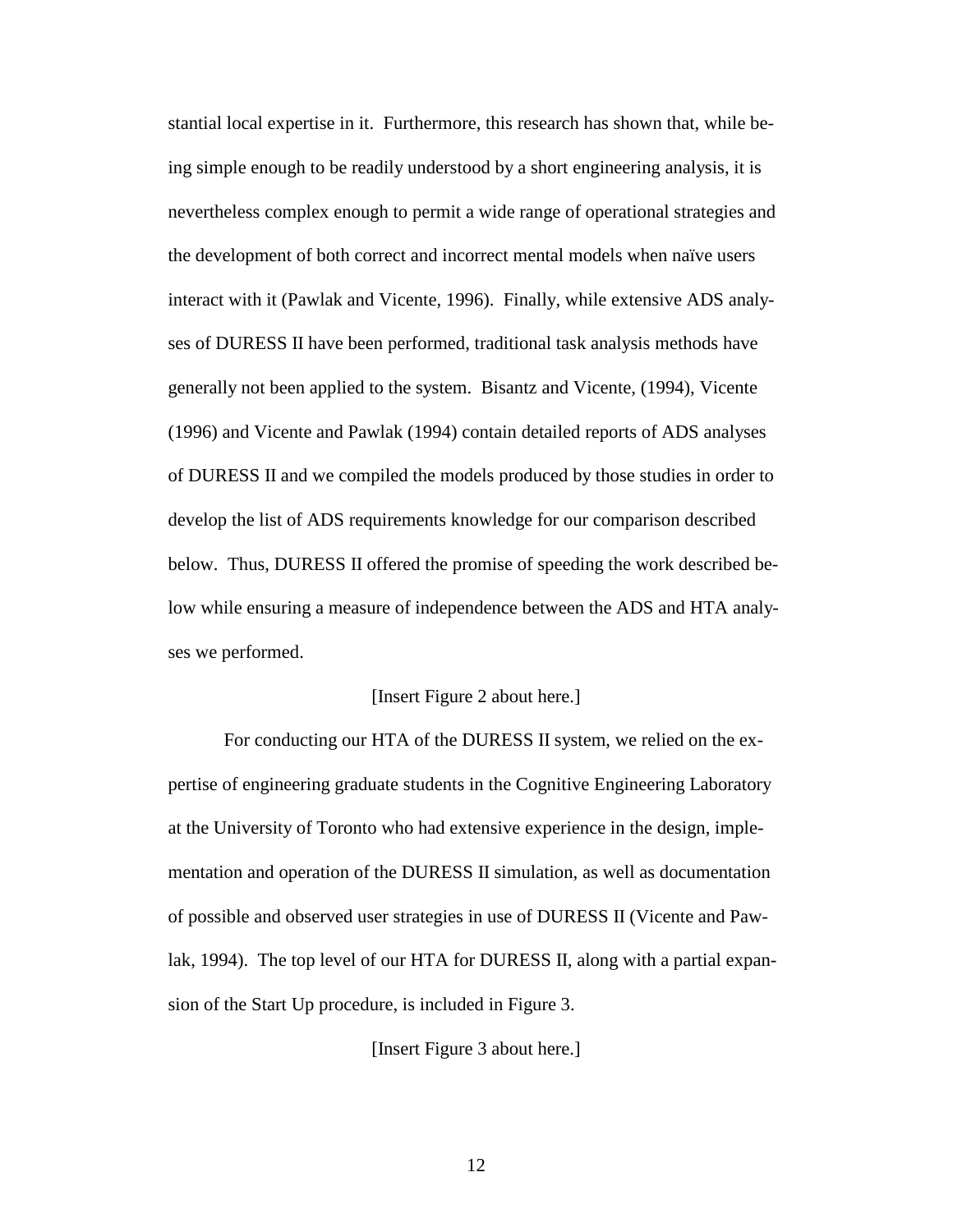stantial local expertise in it. Furthermore, this research has shown that, while being simple enough to be readily understood by a short engineering analysis, it is nevertheless complex enough to permit a wide range of operational strategies and the development of both correct and incorrect mental models when naïve users interact with it (Pawlak and Vicente, 1996). Finally, while extensive ADS analyses of DURESS II have been performed, traditional task analysis methods have generally not been applied to the system. Bisantz and Vicente, (1994), Vicente (1996) and Vicente and Pawlak (1994) contain detailed reports of ADS analyses of DURESS II and we compiled the models produced by those studies in order to develop the list of ADS requirements knowledge for our comparison described below. Thus, DURESS II offered the promise of speeding the work described below while ensuring a measure of independence between the ADS and HTA analyses we performed.

[Insert Figure 2 about here.]

For conducting our HTA of the DURESS II system, we relied on the expertise of engineering graduate students in the Cognitive Engineering Laboratory at the University of Toronto who had extensive experience in the design, implementation and operation of the DURESS II simulation, as well as documentation of possible and observed user strategies in use of DURESS II (Vicente and Pawlak, 1994). The top level of our HTA for DURESS II, along with a partial expansion of the Start Up procedure, is included in Figure 3.

[Insert Figure 3 about here.]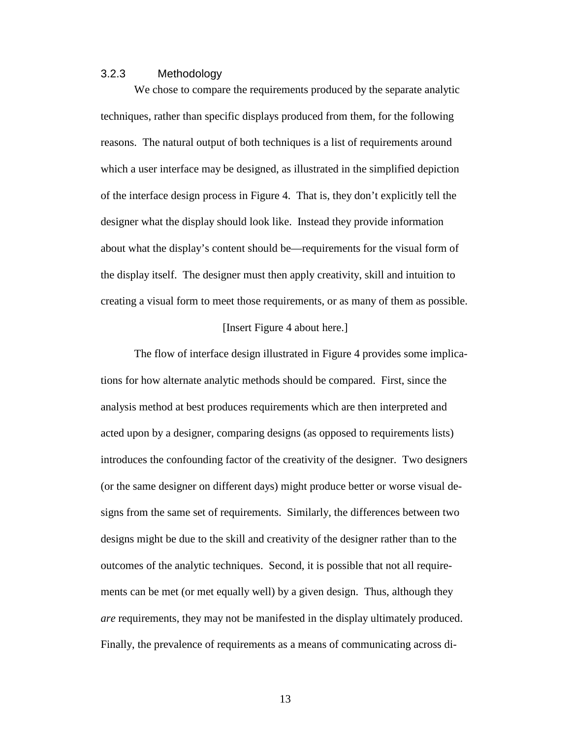### 3.2.3 Methodology

We chose to compare the requirements produced by the separate analytic techniques, rather than specific displays produced from them, for the following reasons. The natural output of both techniques is a list of requirements around which a user interface may be designed, as illustrated in the simplified depiction of the interface design process in Figure 4. That is, they don't explicitly tell the designer what the display should look like. Instead they provide information about what the display's content should be—requirements for the visual form of the display itself. The designer must then apply creativity, skill and intuition to creating a visual form to meet those requirements, or as many of them as possible.

[Insert Figure 4 about here.]

The flow of interface design illustrated in Figure 4 provides some implications for how alternate analytic methods should be compared. First, since the analysis method at best produces requirements which are then interpreted and acted upon by a designer, comparing designs (as opposed to requirements lists) introduces the confounding factor of the creativity of the designer. Two designers (or the same designer on different days) might produce better or worse visual designs from the same set of requirements. Similarly, the differences between two designs might be due to the skill and creativity of the designer rather than to the outcomes of the analytic techniques. Second, it is possible that not all requirements can be met (or met equally well) by a given design. Thus, although they *are* requirements, they may not be manifested in the display ultimately produced. Finally, the prevalence of requirements as a means of communicating across di-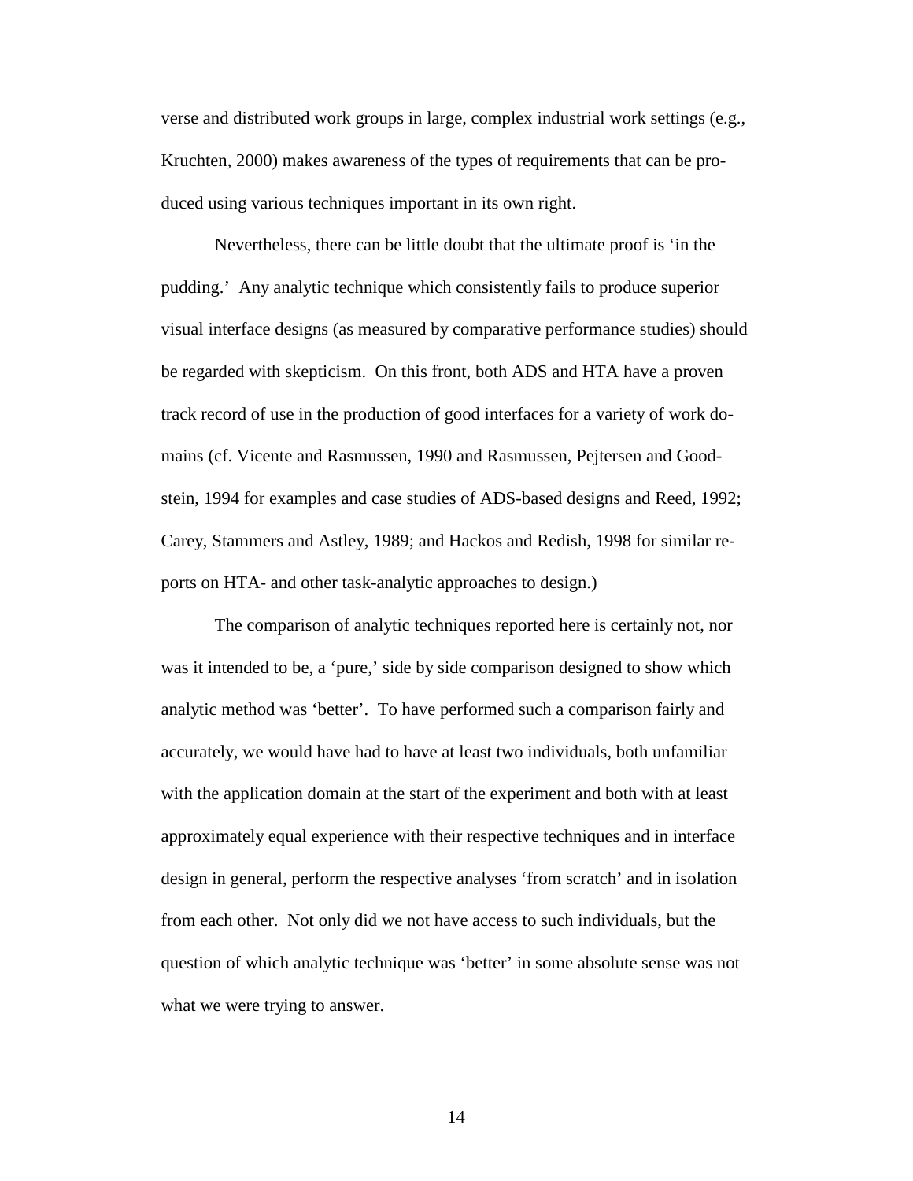verse and distributed work groups in large, complex industrial work settings (e.g., Kruchten, 2000) makes awareness of the types of requirements that can be produced using various techniques important in its own right.

Nevertheless, there can be little doubt that the ultimate proof is 'in the pudding.' Any analytic technique which consistently fails to produce superior visual interface designs (as measured by comparative performance studies) should be regarded with skepticism. On this front, both ADS and HTA have a proven track record of use in the production of good interfaces for a variety of work domains (cf. Vicente and Rasmussen, 1990 and Rasmussen, Pejtersen and Goodstein, 1994 for examples and case studies of ADS-based designs and Reed, 1992; Carey, Stammers and Astley, 1989; and Hackos and Redish, 1998 for similar reports on HTA- and other task-analytic approaches to design.)

The comparison of analytic techniques reported here is certainly not, nor was it intended to be, a 'pure,' side by side comparison designed to show which analytic method was 'better'. To have performed such a comparison fairly and accurately, we would have had to have at least two individuals, both unfamiliar with the application domain at the start of the experiment and both with at least approximately equal experience with their respective techniques and in interface design in general, perform the respective analyses 'from scratch' and in isolation from each other. Not only did we not have access to such individuals, but the question of which analytic technique was 'better' in some absolute sense was not what we were trying to answer.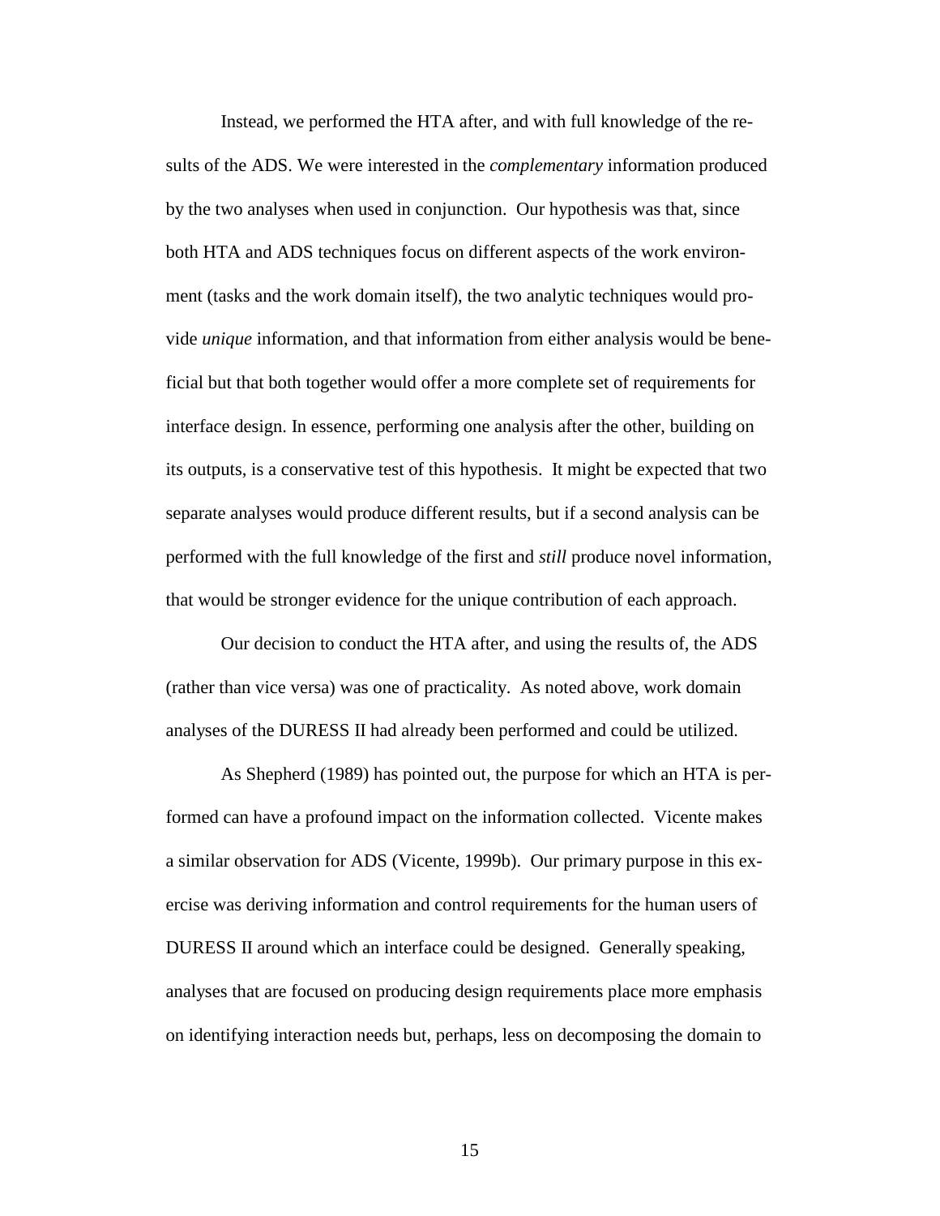Instead, we performed the HTA after, and with full knowledge of the results of the ADS. We were interested in the *complementary* information produced by the two analyses when used in conjunction. Our hypothesis was that, since both HTA and ADS techniques focus on different aspects of the work environment (tasks and the work domain itself), the two analytic techniques would provide *unique* information, and that information from either analysis would be beneficial but that both together would offer a more complete set of requirements for interface design. In essence, performing one analysis after the other, building on its outputs, is a conservative test of this hypothesis. It might be expected that two separate analyses would produce different results, but if a second analysis can be performed with the full knowledge of the first and *still* produce novel information, that would be stronger evidence for the unique contribution of each approach.

Our decision to conduct the HTA after, and using the results of, the ADS (rather than vice versa) was one of practicality. As noted above, work domain analyses of the DURESS II had already been performed and could be utilized.

As Shepherd (1989) has pointed out, the purpose for which an HTA is performed can have a profound impact on the information collected. Vicente makes a similar observation for ADS (Vicente, 1999b). Our primary purpose in this exercise was deriving information and control requirements for the human users of DURESS II around which an interface could be designed. Generally speaking, analyses that are focused on producing design requirements place more emphasis on identifying interaction needs but, perhaps, less on decomposing the domain to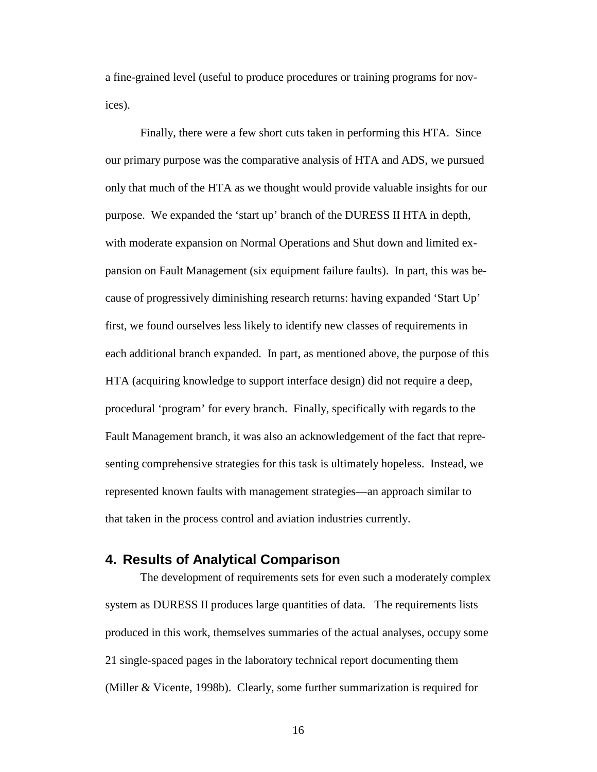a fine-grained level (useful to produce procedures or training programs for novices).

Finally, there were a few short cuts taken in performing this HTA. Since our primary purpose was the comparative analysis of HTA and ADS, we pursued only that much of the HTA as we thought would provide valuable insights for our purpose. We expanded the 'start up' branch of the DURESS II HTA in depth, with moderate expansion on Normal Operations and Shut down and limited expansion on Fault Management (six equipment failure faults). In part, this was because of progressively diminishing research returns: having expanded 'Start Up' first, we found ourselves less likely to identify new classes of requirements in each additional branch expanded. In part, as mentioned above, the purpose of this HTA (acquiring knowledge to support interface design) did not require a deep, procedural 'program' for every branch. Finally, specifically with regards to the Fault Management branch, it was also an acknowledgement of the fact that representing comprehensive strategies for this task is ultimately hopeless. Instead, we represented known faults with management strategies—an approach similar to that taken in the process control and aviation industries currently.

## 4. Results of Analytical Comparison

The development of requirements sets for even such a moderately complex system as DURESS II produces large quantities of data. The requirements lists produced in this work, themselves summaries of the actual analyses, occupy some 21 single-spaced pages in the laboratory technical report documenting them (Miller & Vicente, 1998b). Clearly, some further summarization is required for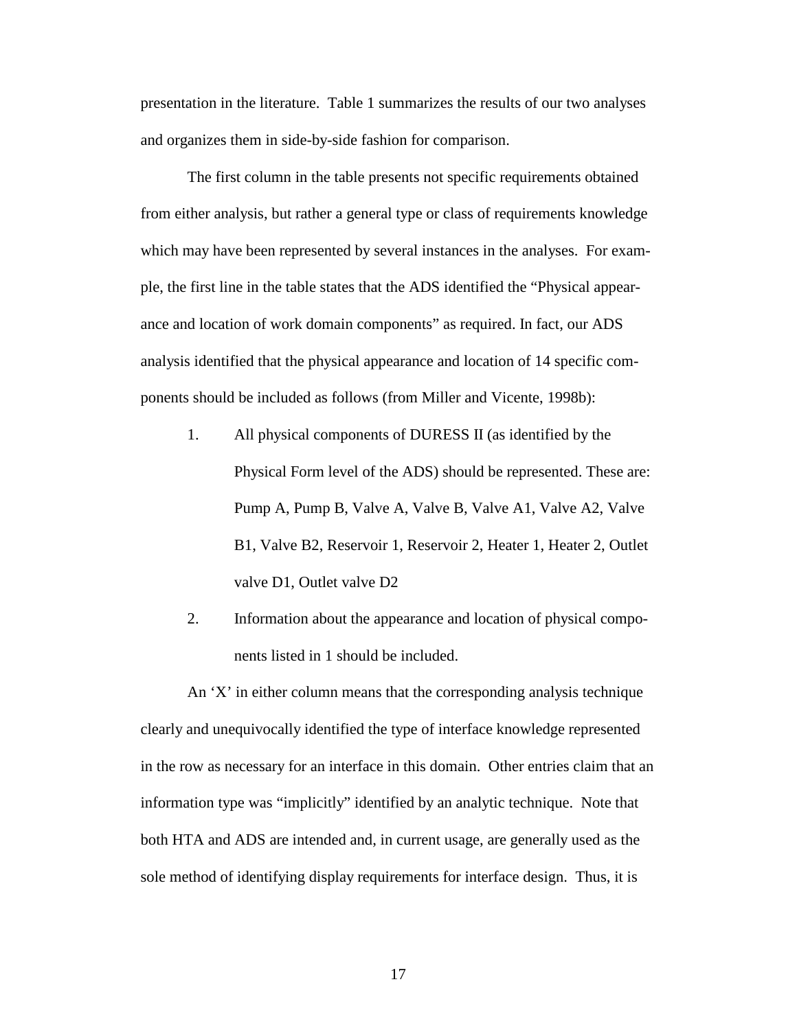presentation in the literature. Table 1 summarizes the results of our two analyses and organizes them in side-by-side fashion for comparison.

The first column in the table presents not specific requirements obtained from either analysis, but rather a general type or class of requirements knowledge which may have been represented by several instances in the analyses. For example, the first line in the table states that the ADS identified the “Physical appearance and location of work domain components” as required. In fact, our ADS analysis identified that the physical appearance and location of 14 specific components should be included as follows (from Miller and Vicente, 1998b):

1. All physical components of DURESS II (as identified by the Physical Form level of the ADS) should be represented. These are: Pump A, Pump B, Valve A, Valve B, Valve A1, Valve A2, Valve B1, Valve B2, Reservoir 1, Reservoir 2, Heater 1, Heater 2, Outlet valve D1, Outlet valve D2

2. Information about the appearance and location of physical components listed in 1 should be included.

An ‘X’ in either column means that the corresponding analysis technique clearly and unequivocally identified the type of interface knowledge represented in the row as necessary for an interface in this domain. Other entries claim that an information type was “implicitly” identified by an analytic technique. Note that both HTA and ADS are intended and, in current usage, are generally used as the sole method of identifying display requirements for interface design. Thus, it is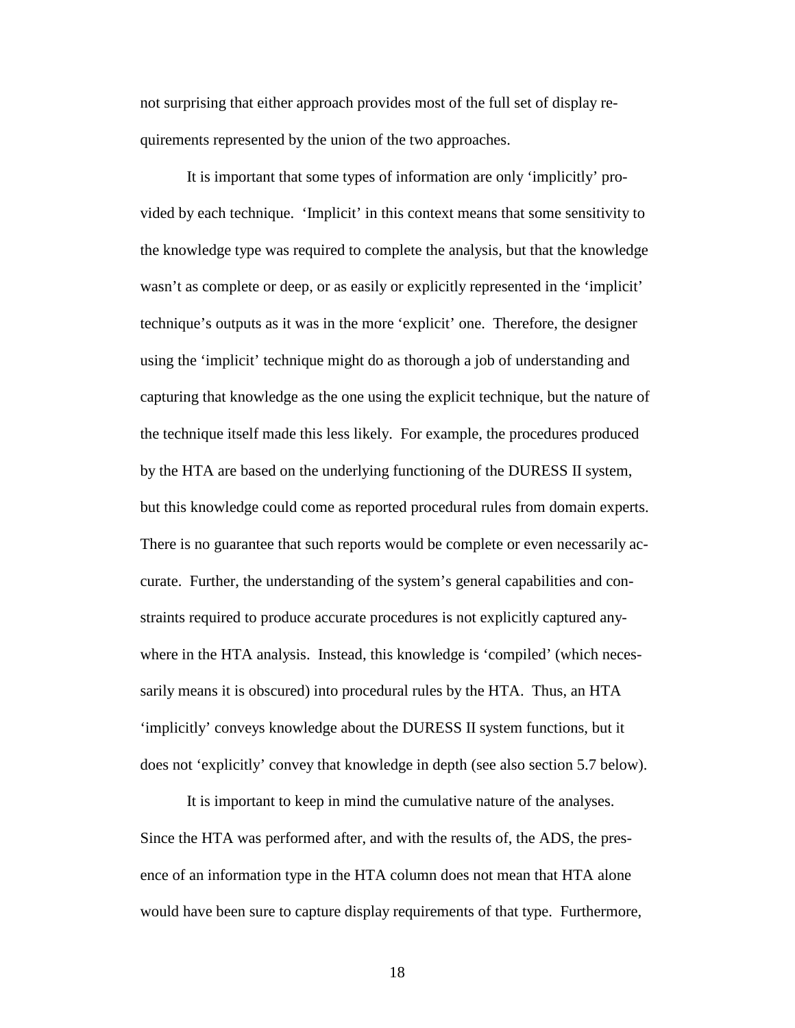not surprising that either approach provides most of the full set of display requirements represented by the union of the two approaches.

It is important that some types of information are only 'implicitly' provided by each technique. 'Implicit' in this context means that some sensitivity to the knowledge type was required to complete the analysis, but that the knowledge wasn't as complete or deep, or as easily or explicitly represented in the 'implicit' technique's outputs as it was in the more 'explicit' one. Therefore, the designer using the 'implicit' technique might do as thorough a job of understanding and capturing that knowledge as the one using the explicit technique, but the nature of the technique itself made this less likely. For example, the procedures produced by the HTA are based on the underlying functioning of the DURESS II system, but this knowledge could come as reported procedural rules from domain experts. There is no guarantee that such reports would be complete or even necessarily accurate. Further, the understanding of the system's general capabilities and constraints required to produce accurate procedures is not explicitly captured anywhere in the HTA analysis. Instead, this knowledge is 'compiled' (which necessarily means it is obscured) into procedural rules by the HTA. Thus, an HTA 'implicitly' conveys knowledge about the DURESS II system functions, but it does not 'explicitly' convey that knowledge in depth (see also section 5.7 below).

It is important to keep in mind the cumulative nature of the analyses. Since the HTA was performed after, and with the results of, the ADS, the presence of an information type in the HTA column does not mean that HTA alone would have been sure to capture display requirements of that type. Furthermore,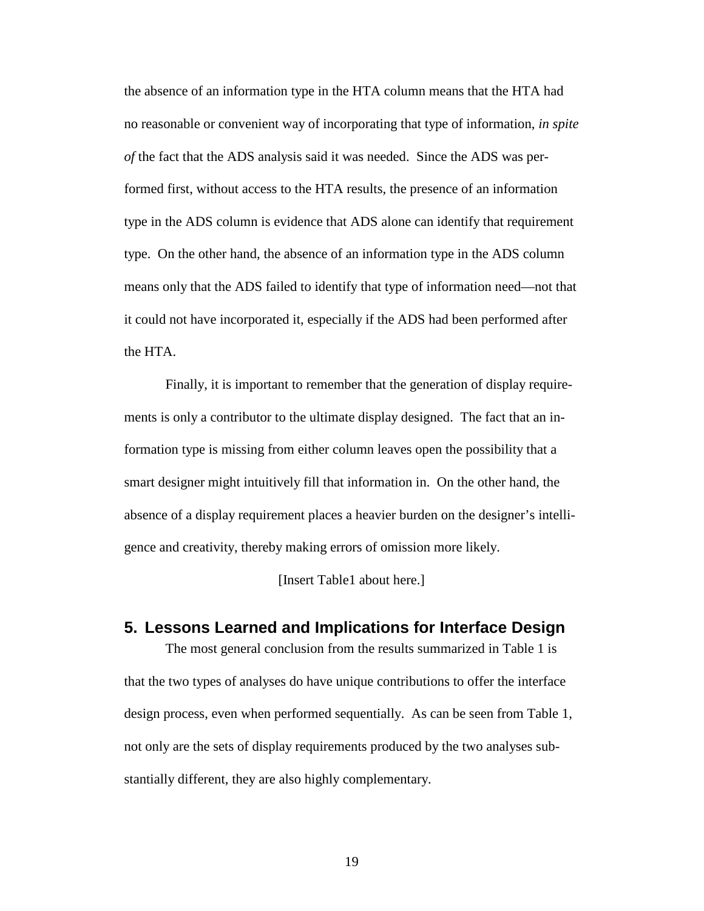the absence of an information type in the HTA column means that the HTA had no reasonable or convenient way of incorporating that type of information, *in spite of* the fact that the ADS analysis said it was needed. Since the ADS was performed first, without access to the HTA results, the presence of an information type in the ADS column is evidence that ADS alone can identify that requirement type. On the other hand, the absence of an information type in the ADS column means only that the ADS failed to identify that type of information need—not that it could not have incorporated it, especially if the ADS had been performed after the HTA.

Finally, it is important to remember that the generation of display requirements is only a contributor to the ultimate display designed. The fact that an information type is missing from either column leaves open the possibility that a smart designer might intuitively fill that information in. On the other hand, the absence of a display requirement places a heavier burden on the designer's intelligence and creativity, thereby making errors of omission more likely.

[Insert Table1 about here.]

## 5. Lessons Learned and Implications for Interface Design

The most general conclusion from the results summarized in Table 1 is that the two types of analyses do have unique contributions to offer the interface design process, even when performed sequentially. As can be seen from Table 1, not only are the sets of display requirements produced by the two analyses substantially different, they are also highly complementary.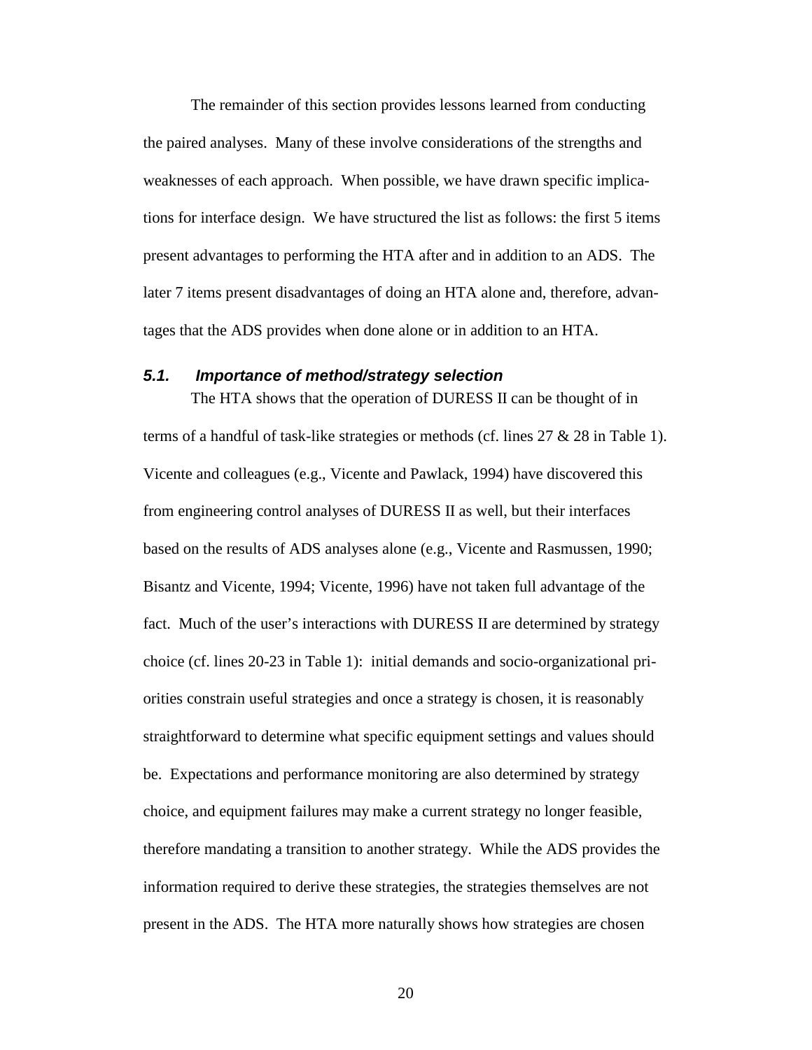The remainder of this section provides lessons learned from conducting the paired analyses. Many of these involve considerations of the strengths and weaknesses of each approach. When possible, we have drawn specific implications for interface design. We have structured the list as follows: the first 5 items present advantages to performing the HTA after and in addition to an ADS. The later 7 items present disadvantages of doing an HTA alone and, therefore, advantages that the ADS provides when done alone or in addition to an HTA.

### *5.1. Importance of method/strategy selection*

The HTA shows that the operation of DURESS II can be thought of in terms of a handful of task-like strategies or methods (cf. lines 27 & 28 in Table 1). Vicente and colleagues (e.g., Vicente and Pawlack, 1994) have discovered this from engineering control analyses of DURESS II as well, but their interfaces based on the results of ADS analyses alone (e.g., Vicente and Rasmussen, 1990; Bisantz and Vicente, 1994; Vicente, 1996) have not taken full advantage of the fact. Much of the user's interactions with DURESS II are determined by strategy choice (cf. lines 20-23 in Table 1): initial demands and socio-organizational priorities constrain useful strategies and once a strategy is chosen, it is reasonably straightforward to determine what specific equipment settings and values should be. Expectations and performance monitoring are also determined by strategy choice, and equipment failures may make a current strategy no longer feasible, therefore mandating a transition to another strategy. While the ADS provides the information required to derive these strategies, the strategies themselves are not present in the ADS. The HTA more naturally shows how strategies are chosen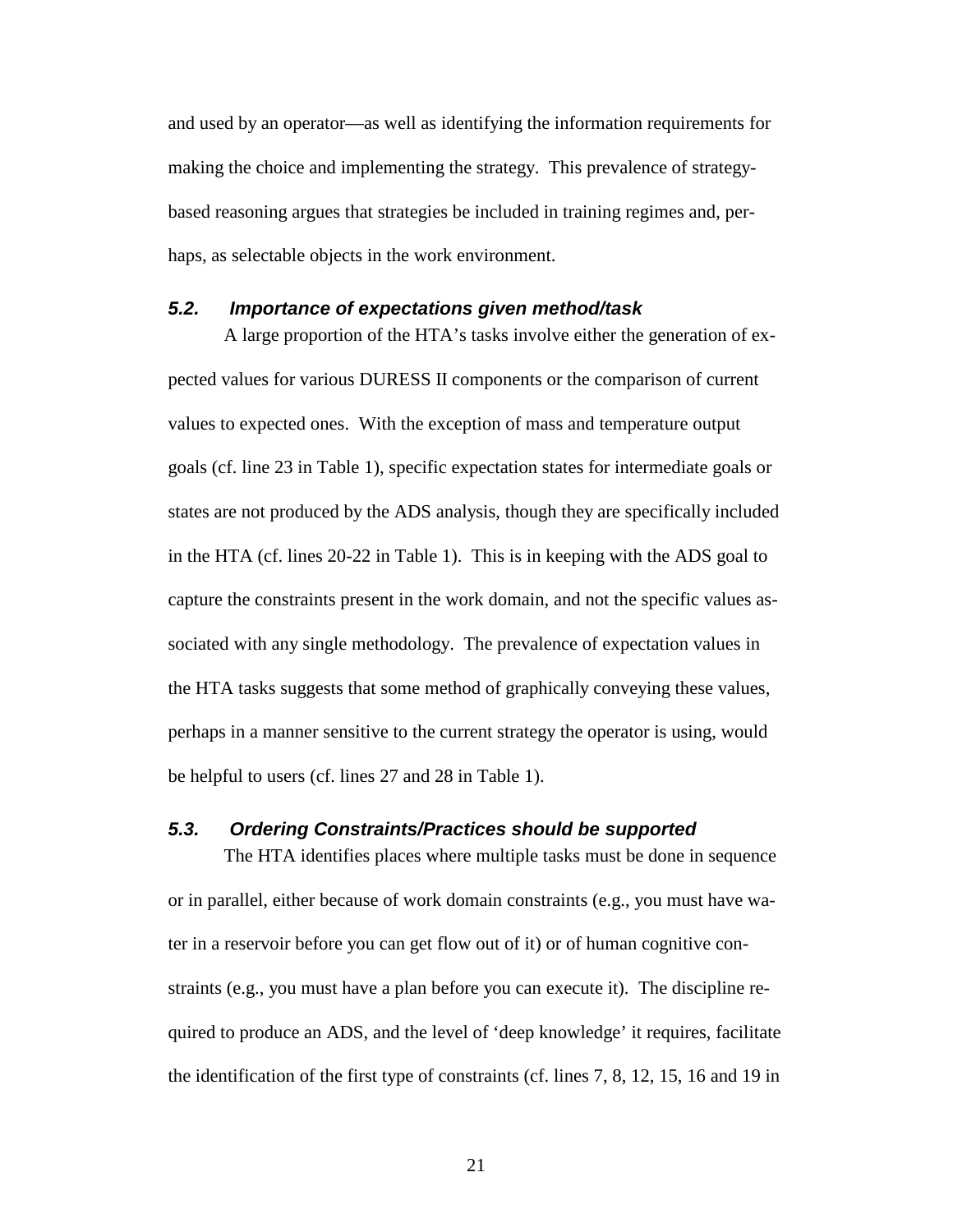and used by an operator—as well as identifying the information requirements for making the choice and implementing the strategy. This prevalence of strategy-based reasoning argues that strategies be included in training regimes and, perhaps, as selectable objects in the work environment.

### *5.2. Importance of expectations given method/task*

A large proportion of the HTA's tasks involve either the generation of expected values for various DURESS II components or the comparison of current values to expected ones. With the exception of mass and temperature output goals (cf. line 23 in Table 1), specific expectation states for intermediate goals or states are not produced by the ADS analysis, though they are specifically included in the HTA (cf. lines 20-22 in Table 1). This is in keeping with the ADS goal to capture the constraints present in the work domain, and not the specific values associated with any single methodology. The prevalence of expectation values in the HTA tasks suggests that some method of graphically conveying these values, perhaps in a manner sensitive to the current strategy the operator is using, would be helpful to users (cf. lines 27 and 28 in Table 1).

### *5.3. Ordering Constraints/Practices should be supported*

The HTA identifies places where multiple tasks must be done in sequence or in parallel, either because of work domain constraints (e.g., you must have water in a reservoir before you can get flow out of it) or of human cognitive constraints (e.g., you must have a plan before you can execute it). The discipline required to produce an ADS, and the level of 'deep knowledge' it requires, facilitate the identification of the first type of constraints (cf. lines 7, 8, 12, 15, 16 and 19 in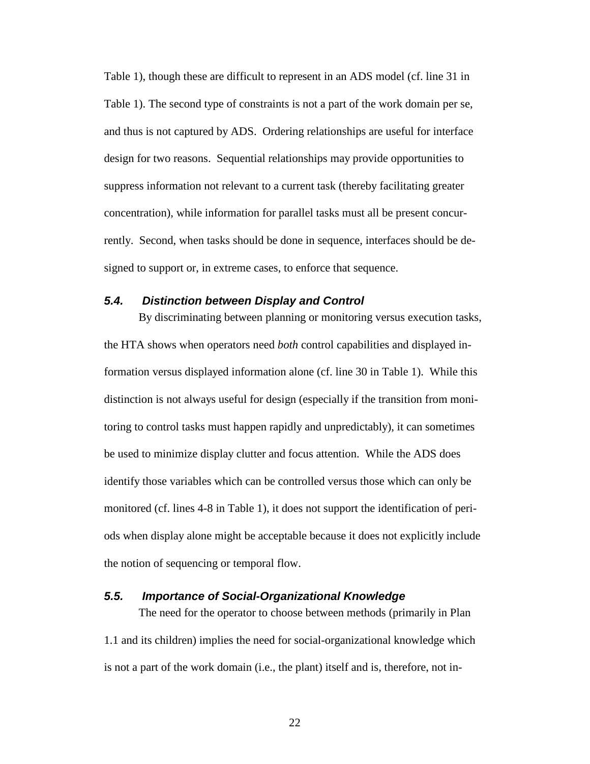Table 1), though these are difficult to represent in an ADS model (cf. line 31 in Table 1). The second type of constraints is not a part of the work domain per se, and thus is not captured by ADS. Ordering relationships are useful for interface design for two reasons. Sequential relationships may provide opportunities to suppress information not relevant to a current task (thereby facilitating greater concentration), while information for parallel tasks must all be present concurrently. Second, when tasks should be done in sequence, interfaces should be designed to support or, in extreme cases, to enforce that sequence.

### 5.4. Distinction between Display and Control

By discriminating between planning or monitoring versus execution tasks, the HTA shows when operators need *both* control capabilities and displayed information versus displayed information alone (cf. line 30 in Table 1). While this distinction is not always useful for design (especially if the transition from monitoring to control tasks must happen rapidly and unpredictably), it can sometimes be used to minimize display clutter and focus attention. While the ADS does identify those variables which can be controlled versus those which can only be monitored (cf. lines 4-8 in Table 1), it does not support the identification of periods when display alone might be acceptable because it does not explicitly include the notion of sequencing or temporal flow.

### 5.5. Importance of Social-Organizational Knowledge

The need for the operator to choose between methods (primarily in Plan 1.1 and its children) implies the need for social-organizational knowledge which is not a part of the work domain (i.e., the plant) itself and is, therefore, not in-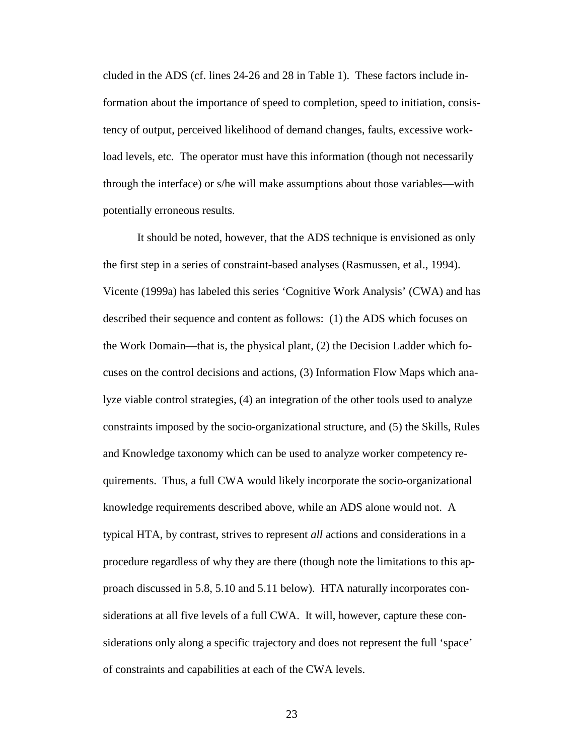cluded in the ADS (cf. lines 24-26 and 28 in Table 1). These factors include information about the importance of speed to completion, speed to initiation, consistency of output, perceived likelihood of demand changes, faults, excessive workload levels, etc. The operator must have this information (though not necessarily through the interface) or s/he will make assumptions about those variables—with potentially erroneous results.

It should be noted, however, that the ADS technique is envisioned as only the first step in a series of constraint-based analyses (Rasmussen, et al., 1994). Vicente (1999a) has labeled this series 'Cognitive Work Analysis' (CWA) and has described their sequence and content as follows: (1) the ADS which focuses on the Work Domain—that is, the physical plant, (2) the Decision Ladder which focuses on the control decisions and actions, (3) Information Flow Maps which analyze viable control strategies, (4) an integration of the other tools used to analyze constraints imposed by the socio-organizational structure, and (5) the Skills, Rules and Knowledge taxonomy which can be used to analyze worker competency requirements. Thus, a full CWA would likely incorporate the socio-organizational knowledge requirements described above, while an ADS alone would not. A typical HTA, by contrast, strives to represent *all* actions and considerations in a procedure regardless of why they are there (though note the limitations to this approach discussed in 5.8, 5.10 and 5.11 below). HTA naturally incorporates considerations at all five levels of a full CWA. It will, however, capture these considerations only along a specific trajectory and does not represent the full 'space' of constraints and capabilities at each of the CWA levels.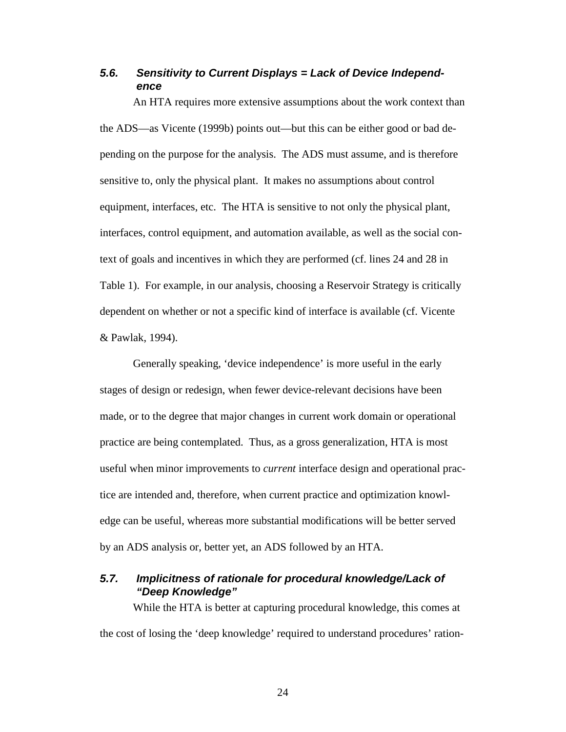### 5.6. Sensitivity to Current Displays = Lack of Device Independence

An HTA requires more extensive assumptions about the work context than the ADS—as Vicente (1999b) points out—but this can be either good or bad depending on the purpose for the analysis. The ADS must assume, and is therefore sensitive to, only the physical plant. It makes no assumptions about control equipment, interfaces, etc. The HTA is sensitive to not only the physical plant, interfaces, control equipment, and automation available, as well as the social context of goals and incentives in which they are performed (cf. lines 24 and 28 in Table 1). For example, in our analysis, choosing a Reservoir Strategy is critically dependent on whether or not a specific kind of interface is available (cf. Vicente & Pawlak, 1994).

Generally speaking, 'device independence' is more useful in the early stages of design or redesign, when fewer device-relevant decisions have been made, or to the degree that major changes in current work domain or operational practice are being contemplated. Thus, as a gross generalization, HTA is most useful when minor improvements to *current* interface design and operational practice are intended and, therefore, when current practice and optimization knowledge can be useful, whereas more substantial modifications will be better served by an ADS analysis or, better yet, an ADS followed by an HTA.

### 5.7. Implicitness of rationale for procedural knowledge/Lack of "Deep Knowledge"

While the HTA is better at capturing procedural knowledge, this comes at the cost of losing the 'deep knowledge' required to understand procedures' ration-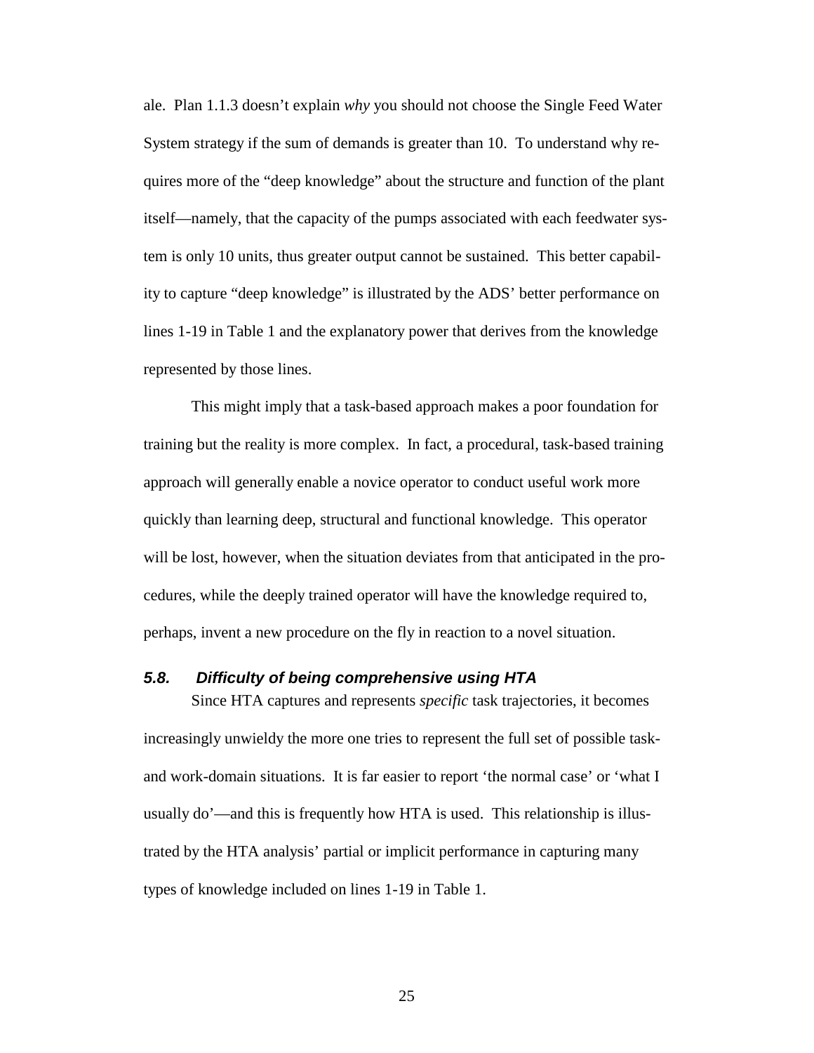ale. Plan 1.1.3 doesn't explain *why* you should not choose the Single Feed Water System strategy if the sum of demands is greater than 10. To understand why requires more of the "deep knowledge" about the structure and function of the plant itself—namely, that the capacity of the pumps associated with each feedwater system is only 10 units, thus greater output cannot be sustained. This better capability to capture "deep knowledge" is illustrated by the ADS' better performance on lines 1-19 in Table 1 and the explanatory power that derives from the knowledge represented by those lines.

This might imply that a task-based approach makes a poor foundation for training but the reality is more complex. In fact, a procedural, task-based training approach will generally enable a novice operator to conduct useful work more quickly than learning deep, structural and functional knowledge. This operator will be lost, however, when the situation deviates from that anticipated in the procedures, while the deeply trained operator will have the knowledge required to, perhaps, invent a new procedure on the fly in reaction to a novel situation.

### *5.8. Difficulty of being comprehensive using HTA*

Since HTA captures and represents *specific* task trajectories, it becomes increasingly unwieldy the more one tries to represent the full set of possible task- and work-domain situations. It is far easier to report 'the normal case' or 'what I usually do'—and this is frequently how HTA is used. This relationship is illustrated by the HTA analysis' partial or implicit performance in capturing many types of knowledge included on lines 1-19 in Table 1.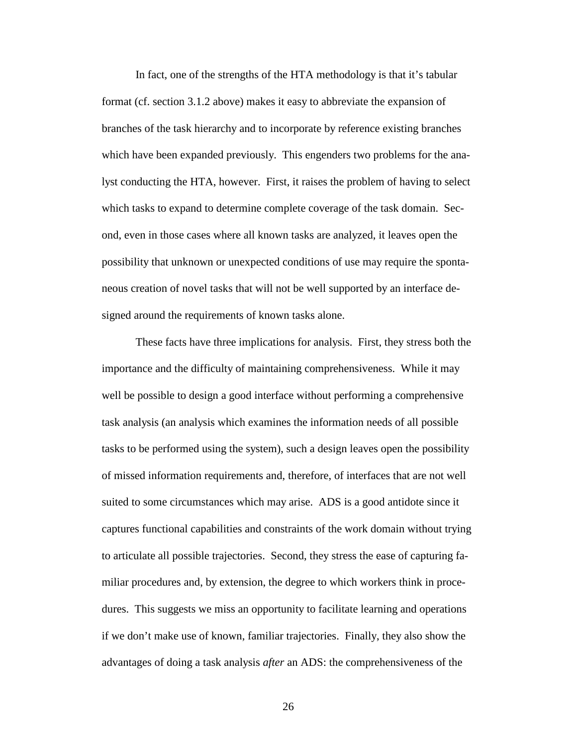In fact, one of the strengths of the HTA methodology is that it's tabular format (cf. section 3.1.2 above) makes it easy to abbreviate the expansion of branches of the task hierarchy and to incorporate by reference existing branches which have been expanded previously. This engenders two problems for the analyst conducting the HTA, however. First, it raises the problem of having to select which tasks to expand to determine complete coverage of the task domain. Second, even in those cases where all known tasks are analyzed, it leaves open the possibility that unknown or unexpected conditions of use may require the spontaneous creation of novel tasks that will not be well supported by an interface designed around the requirements of known tasks alone.

These facts have three implications for analysis. First, they stress both the importance and the difficulty of maintaining comprehensiveness. While it may well be possible to design a good interface without performing a comprehensive task analysis (an analysis which examines the information needs of all possible tasks to be performed using the system), such a design leaves open the possibility of missed information requirements and, therefore, of interfaces that are not well suited to some circumstances which may arise. ADS is a good antidote since it captures functional capabilities and constraints of the work domain without trying to articulate all possible trajectories. Second, they stress the ease of capturing familiar procedures and, by extension, the degree to which workers think in procedures. This suggests we miss an opportunity to facilitate learning and operations if we don't make use of known, familiar trajectories. Finally, they also show the advantages of doing a task analysis *after* an ADS: the comprehensiveness of the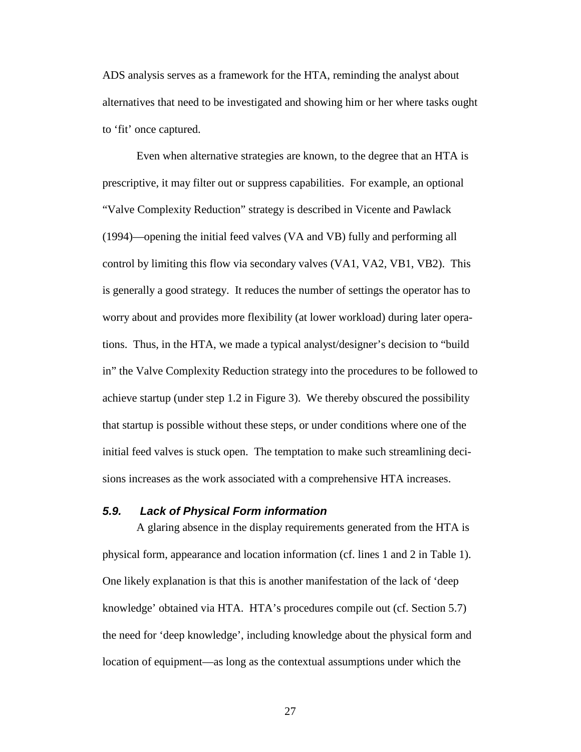ADS analysis serves as a framework for the HTA, reminding the analyst about alternatives that need to be investigated and showing him or her where tasks ought to 'fit' once captured.

Even when alternative strategies are known, to the degree that an HTA is prescriptive, it may filter out or suppress capabilities. For example, an optional "Valve Complexity Reduction" strategy is described in Vicente and Pawlack (1994)—opening the initial feed valves (VA and VB) fully and performing all control by limiting this flow via secondary valves (VA1, VA2, VB1, VB2). This is generally a good strategy. It reduces the number of settings the operator has to worry about and provides more flexibility (at lower workload) during later operations. Thus, in the HTA, we made a typical analyst/designer's decision to "build in" the Valve Complexity Reduction strategy into the procedures to be followed to achieve startup (under step 1.2 in Figure 3). We thereby obscured the possibility that startup is possible without these steps, or under conditions where one of the initial feed valves is stuck open. The temptation to make such streamlining decisions increases as the work associated with a comprehensive HTA increases.

### *5.9. Lack of Physical Form information*

A glaring absence in the display requirements generated from the HTA is physical form, appearance and location information (cf. lines 1 and 2 in Table 1). One likely explanation is that this is another manifestation of the lack of 'deep knowledge' obtained via HTA. HTA's procedures compile out (cf. Section 5.7) the need for 'deep knowledge', including knowledge about the physical form and location of equipment—as long as the contextual assumptions under which the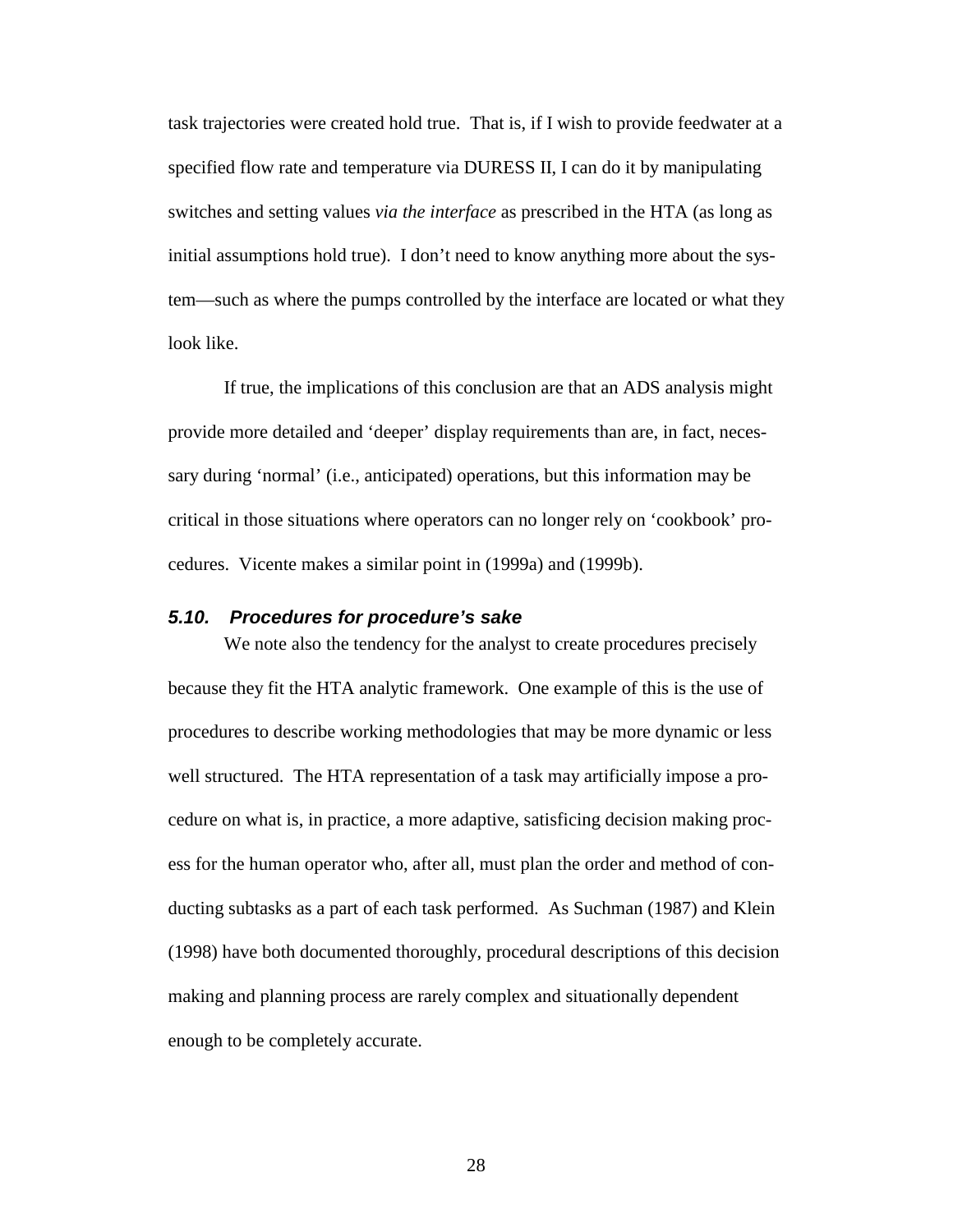task trajectories were created hold true. That is, if I wish to provide feedwater at a specified flow rate and temperature via DURESS II, I can do it by manipulating switches and setting values *via the interface* as prescribed in the HTA (as long as initial assumptions hold true). I don't need to know anything more about the system—such as where the pumps controlled by the interface are located or what they look like.

If true, the implications of this conclusion are that an ADS analysis might provide more detailed and 'deeper' display requirements than are, in fact, necessary during 'normal' (i.e., anticipated) operations, but this information may be critical in those situations where operators can no longer rely on 'cookbook' procedures. Vicente makes a similar point in (1999a) and (1999b).

### 5.10. Procedures for procedure's sake

We note also the tendency for the analyst to create procedures precisely because they fit the HTA analytic framework. One example of this is the use of procedures to describe working methodologies that may be more dynamic or less well structured. The HTA representation of a task may artificially impose a procedure on what is, in practice, a more adaptive, satisficing decision making process for the human operator who, after all, must plan the order and method of conducting subtasks as a part of each task performed. As Suchman (1987) and Klein (1998) have both documented thoroughly, procedural descriptions of this decision making and planning process are rarely complex and situationally dependent enough to be completely accurate.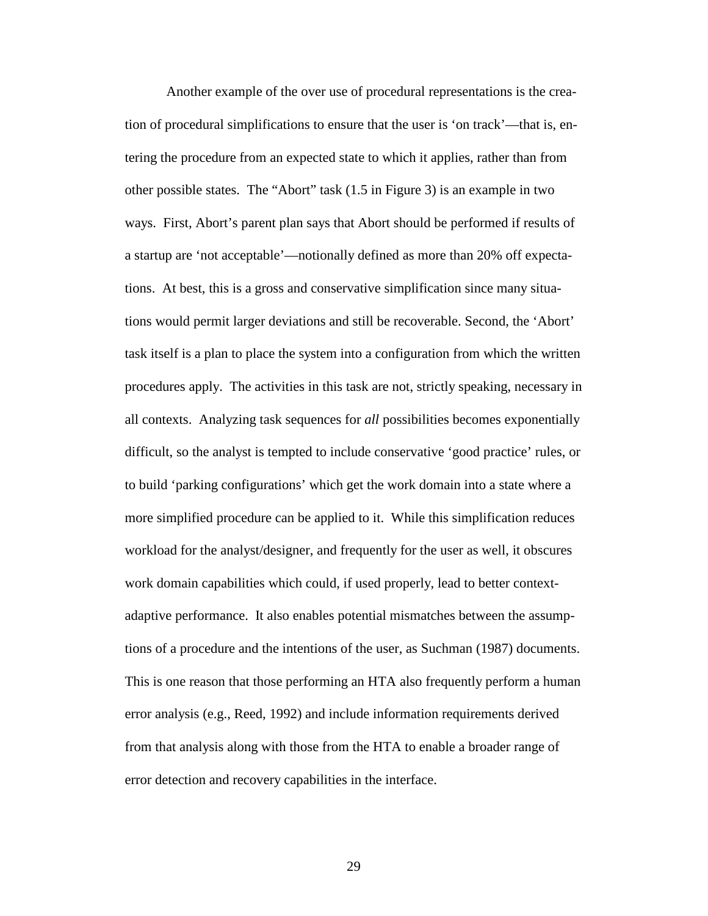Another example of the over use of procedural representations is the creation of procedural simplifications to ensure that the user is 'on track'—that is, entering the procedure from an expected state to which it applies, rather than from other possible states. The "Abort" task (1.5 in Figure 3) is an example in two ways. First, Abort's parent plan says that Abort should be performed if results of a startup are 'not acceptable'—notionally defined as more than 20% off expectations. At best, this is a gross and conservative simplification since many situations would permit larger deviations and still be recoverable. Second, the 'Abort' task itself is a plan to place the system into a configuration from which the written procedures apply. The activities in this task are not, strictly speaking, necessary in all contexts. Analyzing task sequences for *all* possibilities becomes exponentially difficult, so the analyst is tempted to include conservative 'good practice' rules, or to build 'parking configurations' which get the work domain into a state where a more simplified procedure can be applied to it. While this simplification reduces workload for the analyst/designer, and frequently for the user as well, it obscures work domain capabilities which could, if used properly, lead to better context-adaptive performance. It also enables potential mismatches between the assumptions of a procedure and the intentions of the user, as Suchman (1987) documents. This is one reason that those performing an HTA also frequently perform a human error analysis (e.g., Reed, 1992) and include information requirements derived from that analysis along with those from the HTA to enable a broader range of error detection and recovery capabilities in the interface.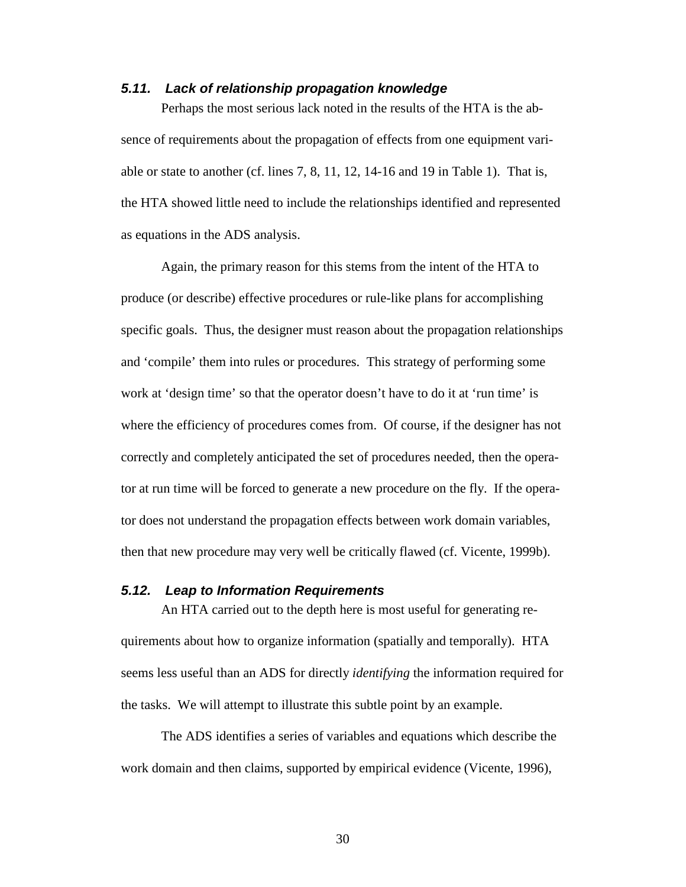### *5.11. Lack of relationship propagation knowledge*

Perhaps the most serious lack noted in the results of the HTA is the absence of requirements about the propagation of effects from one equipment variable or state to another (cf. lines 7, 8, 11, 12, 14-16 and 19 in Table 1). That is, the HTA showed little need to include the relationships identified and represented as equations in the ADS analysis.

Again, the primary reason for this stems from the intent of the HTA to produce (or describe) effective procedures or rule-like plans for accomplishing specific goals. Thus, the designer must reason about the propagation relationships and 'compile' them into rules or procedures. This strategy of performing some work at 'design time' so that the operator doesn't have to do it at 'run time' is where the efficiency of procedures comes from. Of course, if the designer has not correctly and completely anticipated the set of procedures needed, then the operator at run time will be forced to generate a new procedure on the fly. If the operator does not understand the propagation effects between work domain variables, then that new procedure may very well be critically flawed (cf. Vicente, 1999b).

### *5.12. Leap to Information Requirements*

An HTA carried out to the depth here is most useful for generating requirements about how to organize information (spatially and temporally). HTA seems less useful than an ADS for directly *identifying* the information required for the tasks. We will attempt to illustrate this subtle point by an example.

The ADS identifies a series of variables and equations which describe the work domain and then claims, supported by empirical evidence (Vicente, 1996),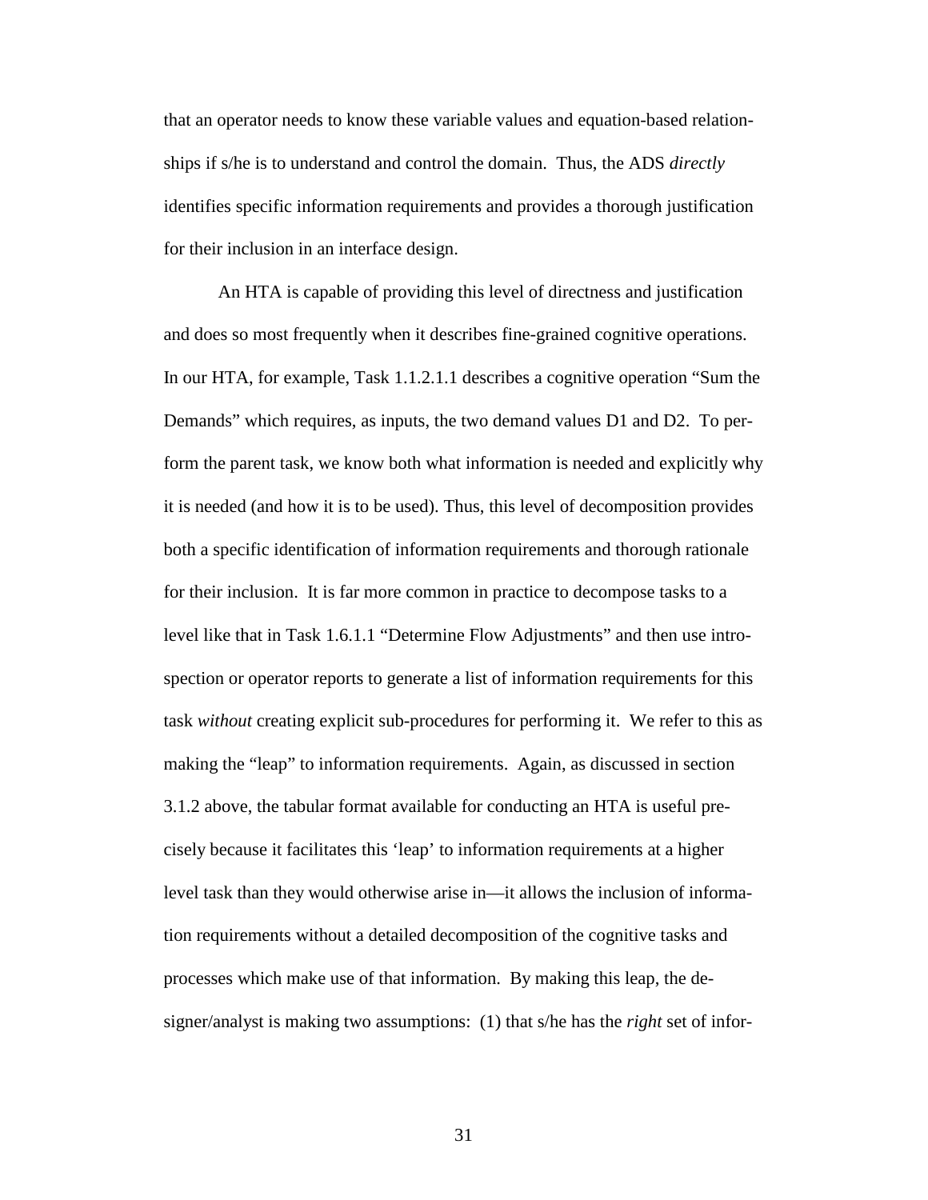that an operator needs to know these variable values and equation-based relationships if s/he is to understand and control the domain. Thus, the ADS *directly* identifies specific information requirements and provides a thorough justification for their inclusion in an interface design.

An HTA is capable of providing this level of directness and justification and does so most frequently when it describes fine-grained cognitive operations. In our HTA, for example, Task 1.1.2.1.1 describes a cognitive operation "Sum the Demands" which requires, as inputs, the two demand values D1 and D2. To perform the parent task, we know both what information is needed and explicitly why it is needed (and how it is to be used). Thus, this level of decomposition provides both a specific identification of information requirements and thorough rationale for their inclusion. It is far more common in practice to decompose tasks to a level like that in Task 1.6.1.1 "Determine Flow Adjustments" and then use introspection or operator reports to generate a list of information requirements for this task *without* creating explicit sub-procedures for performing it. We refer to this as making the "leap" to information requirements. Again, as discussed in section 3.1.2 above, the tabular format available for conducting an HTA is useful precisely because it facilitates this 'leap' to information requirements at a higher level task than they would otherwise arise in—it allows the inclusion of information requirements without a detailed decomposition of the cognitive tasks and processes which make use of that information. By making this leap, the designer/analyst is making two assumptions: (1) that s/he has the *right* set of infor-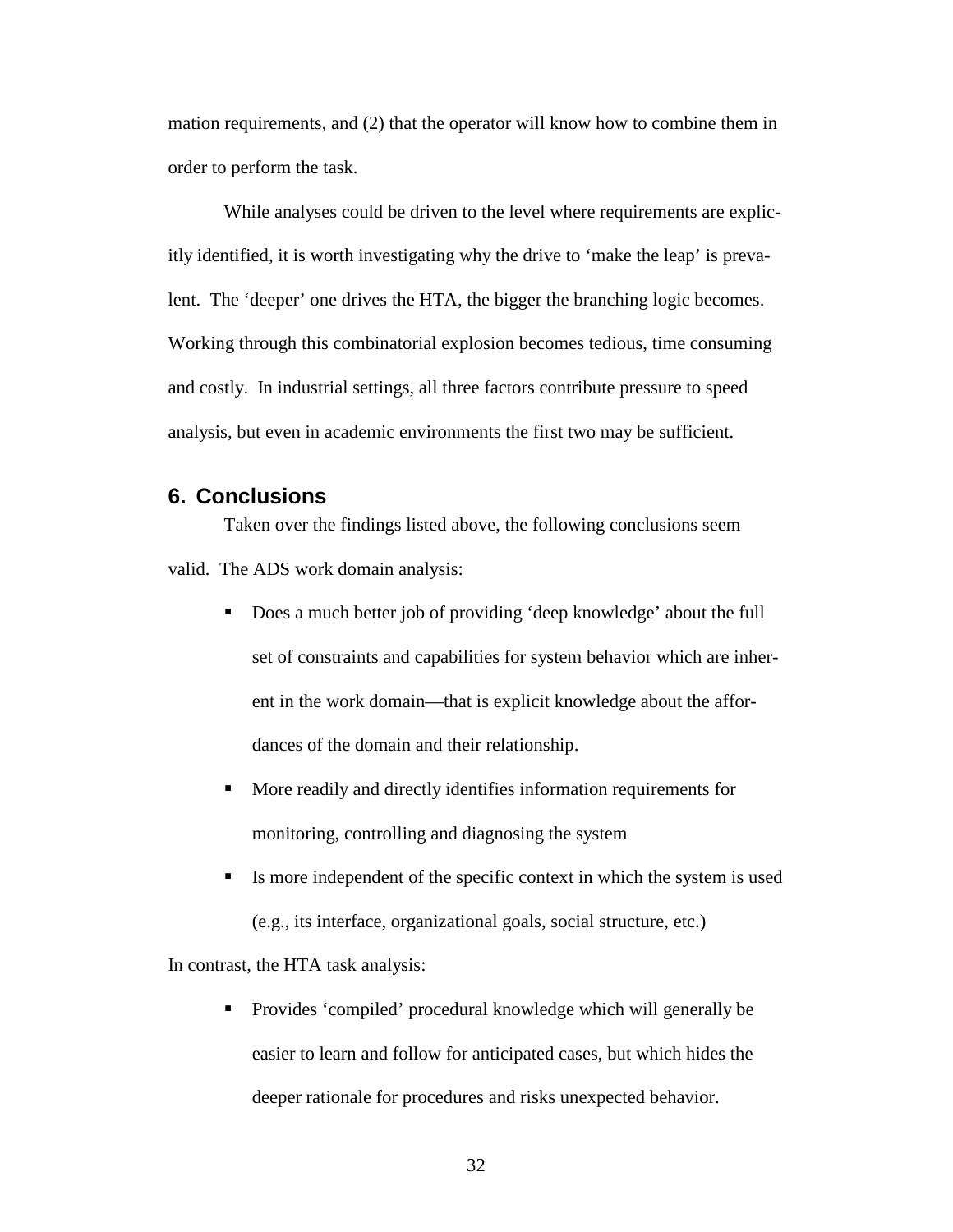mation requirements, and (2) that the operator will know how to combine them in order to perform the task.

While analyses could be driven to the level where requirements are explicitly identified, it is worth investigating why the drive to 'make the leap' is prevalent. The 'deeper' one drives the HTA, the bigger the branching logic becomes. Working through this combinatorial explosion becomes tedious, time consuming and costly. In industrial settings, all three factors contribute pressure to speed analysis, but even in academic environments the first two may be sufficient.

## 6. Conclusions

Taken over the findings listed above, the following conclusions seem valid. The ADS work domain analysis:

- Does a much better job of providing 'deep knowledge' about the full set of constraints and capabilities for system behavior which are inherent in the work domain—that is explicit knowledge about the affordances of the domain and their relationship.
- More readily and directly identifies information requirements for monitoring, controlling and diagnosing the system
- Is more independent of the specific context in which the system is used (e.g., its interface, organizational goals, social structure, etc.)

In contrast, the HTA task analysis:

- Provides 'compiled' procedural knowledge which will generally be easier to learn and follow for anticipated cases, but which hides the deeper rationale for procedures and risks unexpected behavior.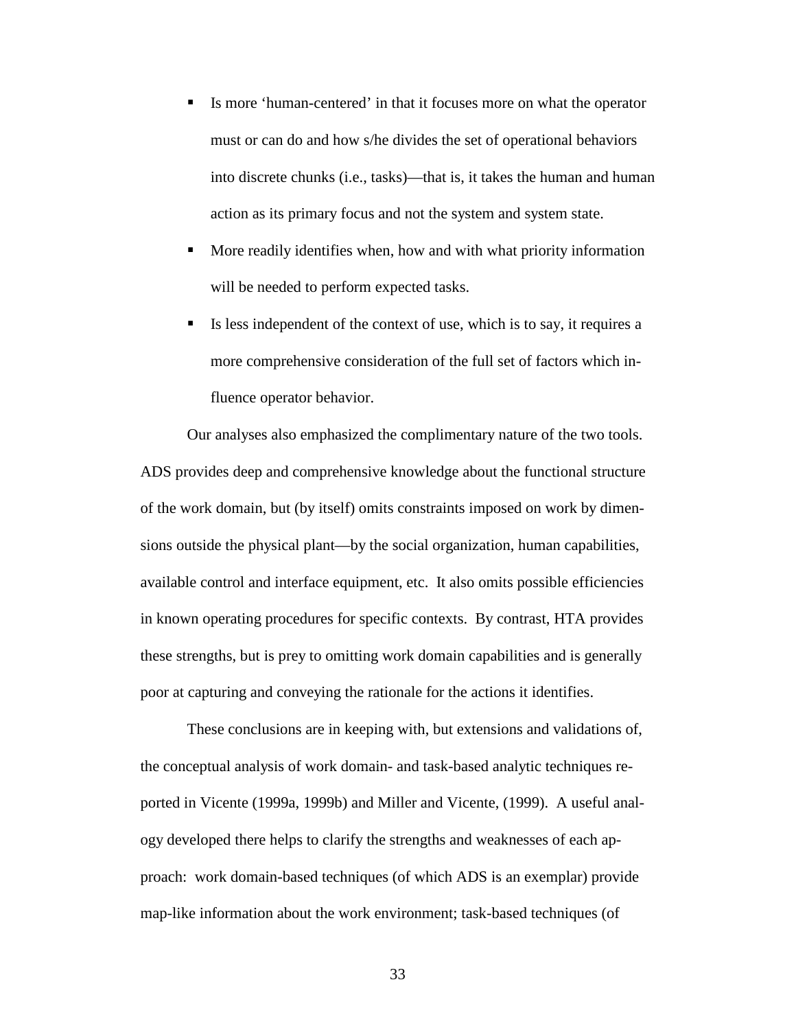- Is more 'human-centered' in that it focuses more on what the operator must or can do and how s/he divides the set of operational behaviors into discrete chunks (i.e., tasks)—that is, it takes the human and human action as its primary focus and not the system and system state.
- More readily identifies when, how and with what priority information will be needed to perform expected tasks.
- Is less independent of the context of use, which is to say, it requires a more comprehensive consideration of the full set of factors which influence operator behavior.

Our analyses also emphasized the complimentary nature of the two tools. ADS provides deep and comprehensive knowledge about the functional structure of the work domain, but (by itself) omits constraints imposed on work by dimensions outside the physical plant—by the social organization, human capabilities, available control and interface equipment, etc. It also omits possible efficiencies in known operating procedures for specific contexts. By contrast, HTA provides these strengths, but is prey to omitting work domain capabilities and is generally poor at capturing and conveying the rationale for the actions it identifies.

These conclusions are in keeping with, but extensions and validations of, the conceptual analysis of work domain- and task-based analytic techniques reported in Vicente (1999a, 1999b) and Miller and Vicente, (1999). A useful analogy developed there helps to clarify the strengths and weaknesses of each approach: work domain-based techniques (of which ADS is an exemplar) provide map-like information about the work environment; task-based techniques (of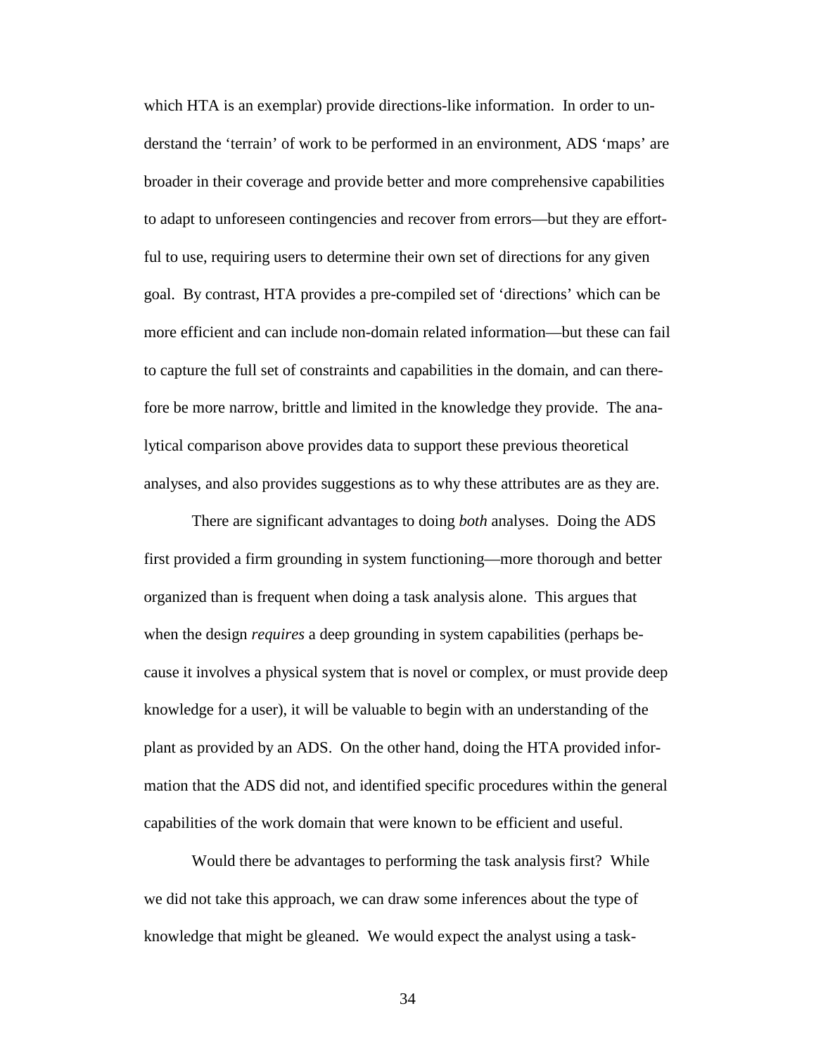which HTA is an exemplar) provide directions-like information. In order to understand the 'terrain' of work to be performed in an environment, ADS 'maps' are broader in their coverage and provide better and more comprehensive capabilities to adapt to unforeseen contingencies and recover from errors—but they are effortful to use, requiring users to determine their own set of directions for any given goal. By contrast, HTA provides a pre-compiled set of 'directions' which can be more efficient and can include non-domain related information—but these can fail to capture the full set of constraints and capabilities in the domain, and can therefore be more narrow, brittle and limited in the knowledge they provide. The analytical comparison above provides data to support these previous theoretical analyses, and also provides suggestions as to why these attributes are as they are.

There are significant advantages to doing *both* analyses. Doing the ADS first provided a firm grounding in system functioning—more thorough and better organized than is frequent when doing a task analysis alone. This argues that when the design *requires* a deep grounding in system capabilities (perhaps because it involves a physical system that is novel or complex, or must provide deep knowledge for a user), it will be valuable to begin with an understanding of the plant as provided by an ADS. On the other hand, doing the HTA provided information that the ADS did not, and identified specific procedures within the general capabilities of the work domain that were known to be efficient and useful.

Would there be advantages to performing the task analysis first? While we did not take this approach, we can draw some inferences about the type of knowledge that might be gleaned. We would expect the analyst using a task-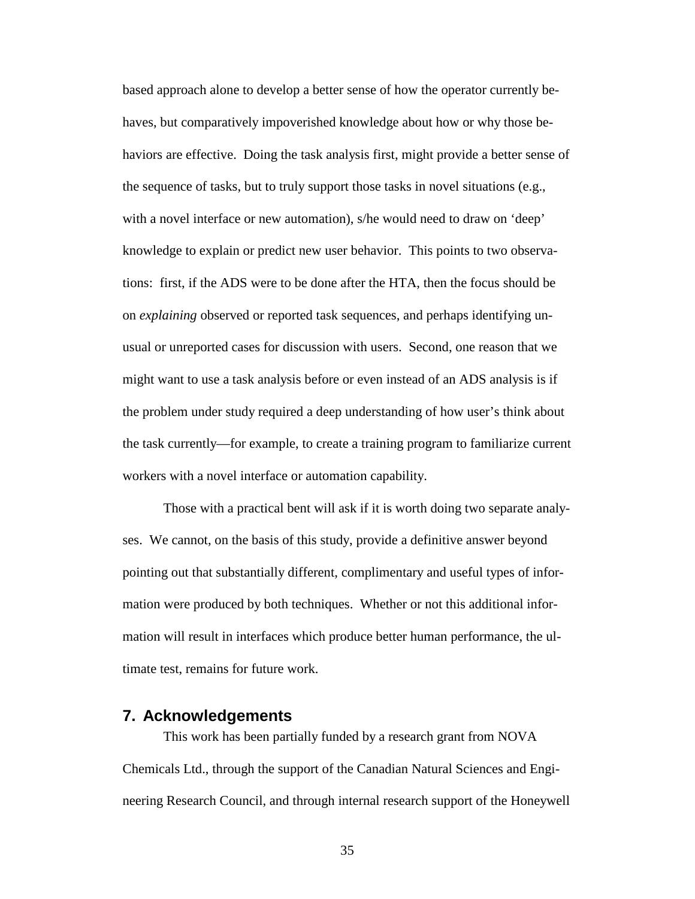based approach alone to develop a better sense of how the operator currently behaves, but comparatively impoverished knowledge about how or why those behaviors are effective. Doing the task analysis first, might provide a better sense of the sequence of tasks, but to truly support those tasks in novel situations (e.g., with a novel interface or new automation), s/he would need to draw on 'deep' knowledge to explain or predict new user behavior. This points to two observations: first, if the ADS were to be done after the HTA, then the focus should be on *explaining* observed or reported task sequences, and perhaps identifying unusual or unreported cases for discussion with users. Second, one reason that we might want to use a task analysis before or even instead of an ADS analysis is if the problem under study required a deep understanding of how user's think about the task currently—for example, to create a training program to familiarize current workers with a novel interface or automation capability.

Those with a practical bent will ask if it is worth doing two separate analyses. We cannot, on the basis of this study, provide a definitive answer beyond pointing out that substantially different, complimentary and useful types of information were produced by both techniques. Whether or not this additional information will result in interfaces which produce better human performance, the ultimate test, remains for future work.

## 7. Acknowledgements

This work has been partially funded by a research grant from NOVA Chemicals Ltd., through the support of the Canadian Natural Sciences and Engineering Research Council, and through internal research support of the Honeywell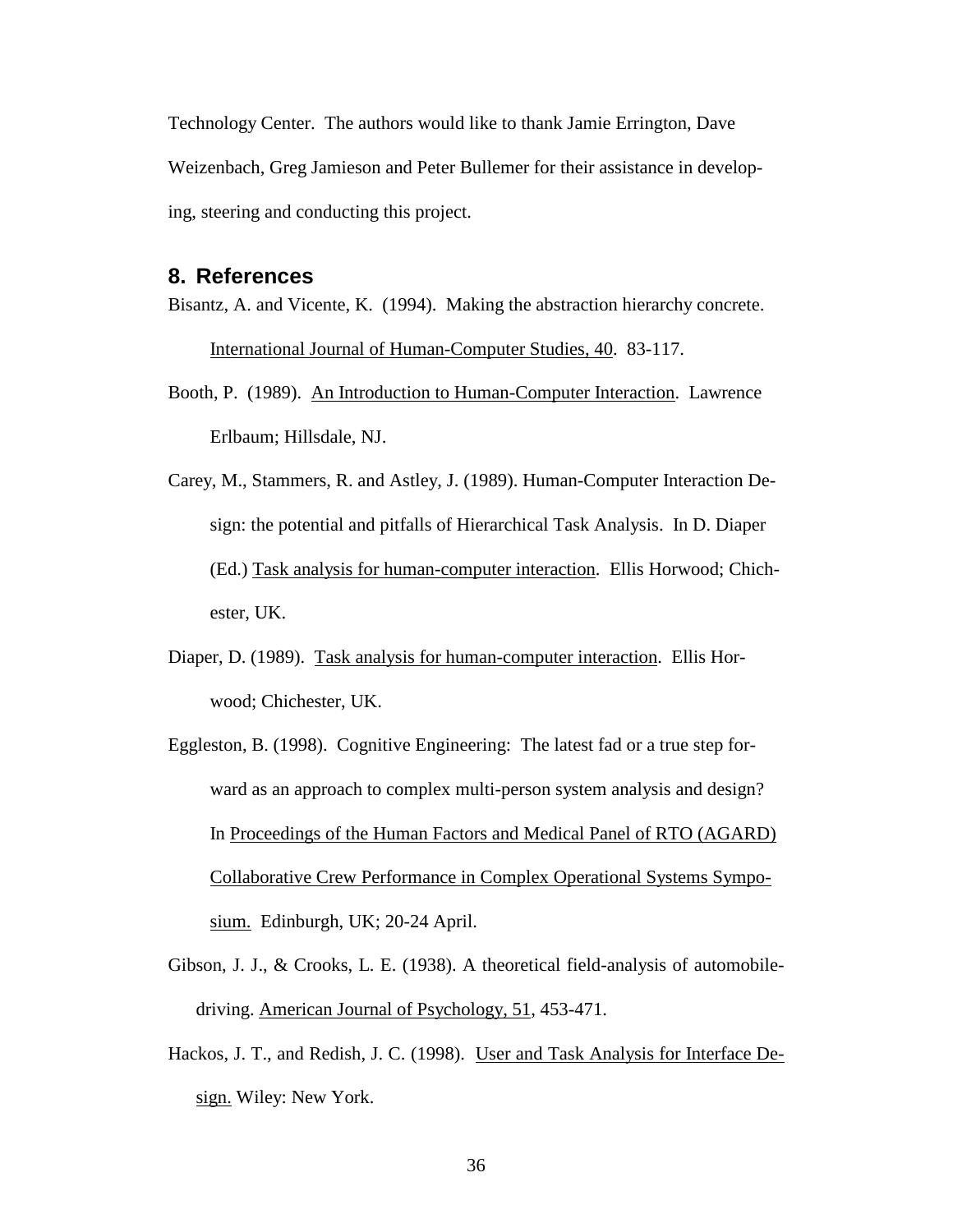Technology Center. The authors would like to thank Jamie Errington, Dave Weizenbach, Greg Jamieson and Peter Bullemer for their assistance in developing, steering and conducting this project.

## 8. References

Bisantz, A. and Vicente, K. (1994). Making the abstraction hierarchy concrete. International Journal of Human-Computer Studies, 40. 83-117.

Booth, P. (1989). An Introduction to Human-Computer Interaction. Lawrence Erlbaum; Hillsdale, NJ.

Carey, M., Stammers, R. and Astley, J. (1989). Human-Computer Interaction Design: the potential and pitfalls of Hierarchical Task Analysis. In D. Diaper (Ed.) Task analysis for human-computer interaction. Ellis Horwood; Chichester, UK.

Diaper, D. (1989). Task analysis for human-computer interaction. Ellis Horwood; Chichester, UK.

Eggleston, B. (1998). Cognitive Engineering: The latest fad or a true step forward as an approach to complex multi-person system analysis and design? In Proceedings of the Human Factors and Medical Panel of RTO (AGARD) Collaborative Crew Performance in Complex Operational Systems Symposium. Edinburgh, UK; 20-24 April.

Gibson, J. J., & Crooks, L. E. (1938). A theoretical field-analysis of automobile-driving. American Journal of Psychology, 51, 453-471.

Hackos, J. T., and Redish, J. C. (1998). User and Task Analysis for Interface Design. Wiley: New York.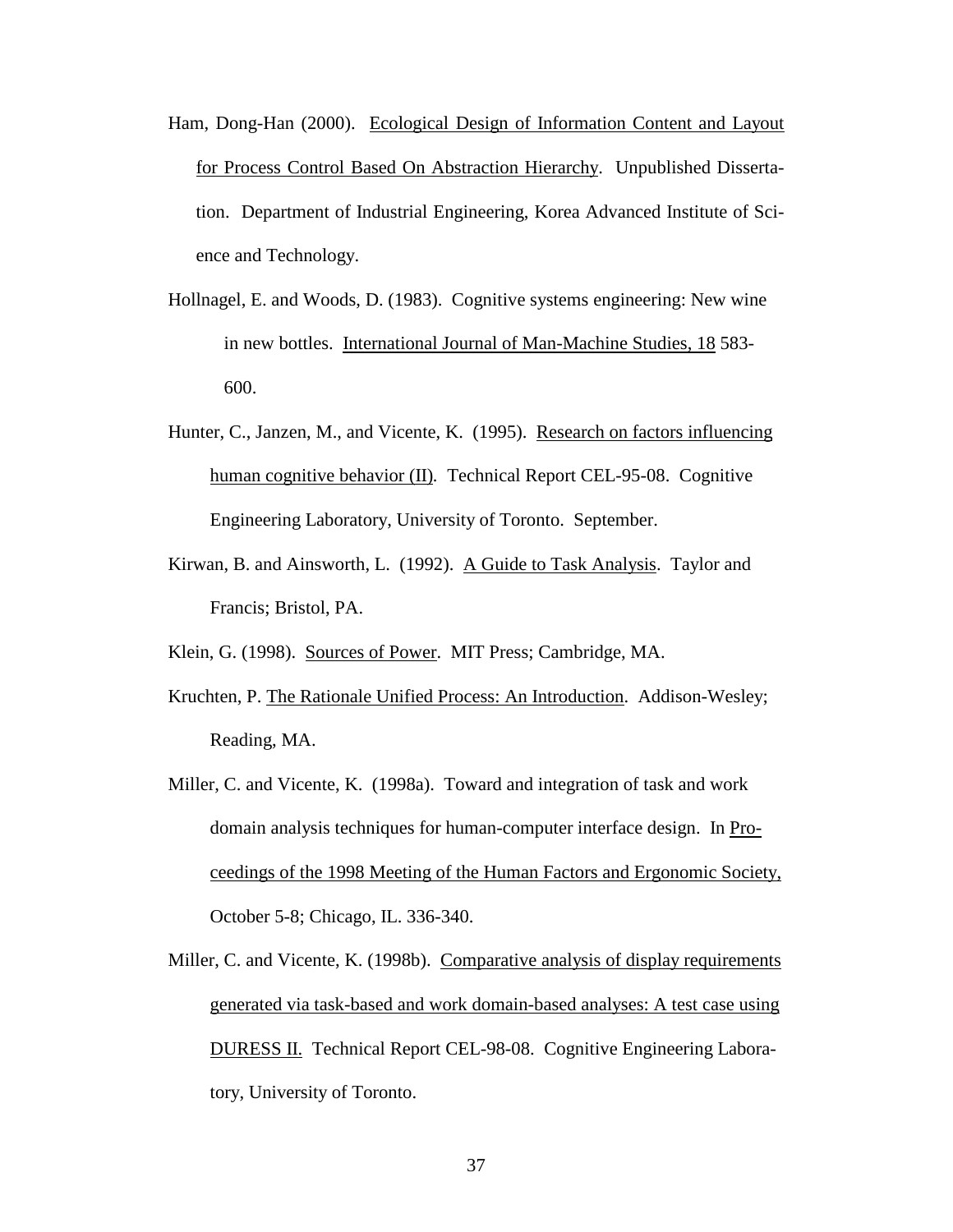Ham, Dong-Han (2000). Ecological Design of Information Content and Layout for Process Control Based On Abstraction Hierarchy. Unpublished Dissertation. Department of Industrial Engineering, Korea Advanced Institute of Science and Technology.

Hollnagel, E. and Woods, D. (1983). Cognitive systems engineering: New wine in new bottles. International Journal of Man-Machine Studies, 18 583-600.

Hunter, C., Janzen, M., and Vicente, K. (1995). Research on factors influencing human cognitive behavior (II). Technical Report CEL-95-08. Cognitive Engineering Laboratory, University of Toronto. September.

Kirwan, B. and Ainsworth, L. (1992). A Guide to Task Analysis. Taylor and Francis; Bristol, PA.

Klein, G. (1998). Sources of Power. MIT Press; Cambridge, MA.

Kruchten, P. The Rationale Unified Process: An Introduction. Addison-Wesley; Reading, MA.

Miller, C. and Vicente, K. (1998a). Toward and integration of task and work domain analysis techniques for human-computer interface design. In Proceedings of the 1998 Meeting of the Human Factors and Ergonomic Society, October 5-8; Chicago, IL. 336-340.

Miller, C. and Vicente, K. (1998b). Comparative analysis of display requirements generated via task-based and work domain-based analyses: A test case using DURESS II. Technical Report CEL-98-08. Cognitive Engineering Laboratory, University of Toronto.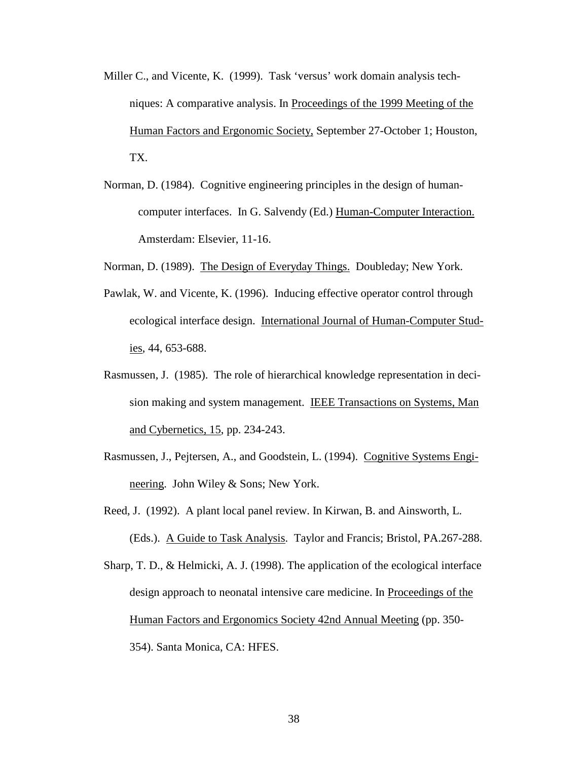Miller C., and Vicente, K. (1999). Task 'versus' work domain analysis techniques: A comparative analysis. In Proceedings of the 1999 Meeting of the Human Factors and Ergonomic Society, September 27-October 1; Houston, TX.

Norman, D. (1984). Cognitive engineering principles in the design of human-computer interfaces. In G. Salvendy (Ed.) Human-Computer Interaction. Amsterdam: Elsevier, 11-16.

Norman, D. (1989). The Design of Everyday Things. Doubleday; New York.

Pawlak, W. and Vicente, K. (1996). Inducing effective operator control through ecological interface design. International Journal of Human-Computer Studies, 44, 653-688.

Rasmussen, J. (1985). The role of hierarchical knowledge representation in decision making and system management. IEEE Transactions on Systems, Man and Cybernetics, 15, pp. 234-243.

Rasmussen, J., Pejtersen, A., and Goodstein, L. (1994). Cognitive Systems Engineering. John Wiley & Sons; New York.

Reed, J. (1992). A plant local panel review. In Kirwan, B. and Ainsworth, L. (Eds.). A Guide to Task Analysis. Taylor and Francis; Bristol, PA.267-288.

Sharp, T. D., & Helmicki, A. J. (1998). The application of the ecological interface design approach to neonatal intensive care medicine. In Proceedings of the Human Factors and Ergonomics Society 42nd Annual Meeting (pp. 350-354). Santa Monica, CA: HFES.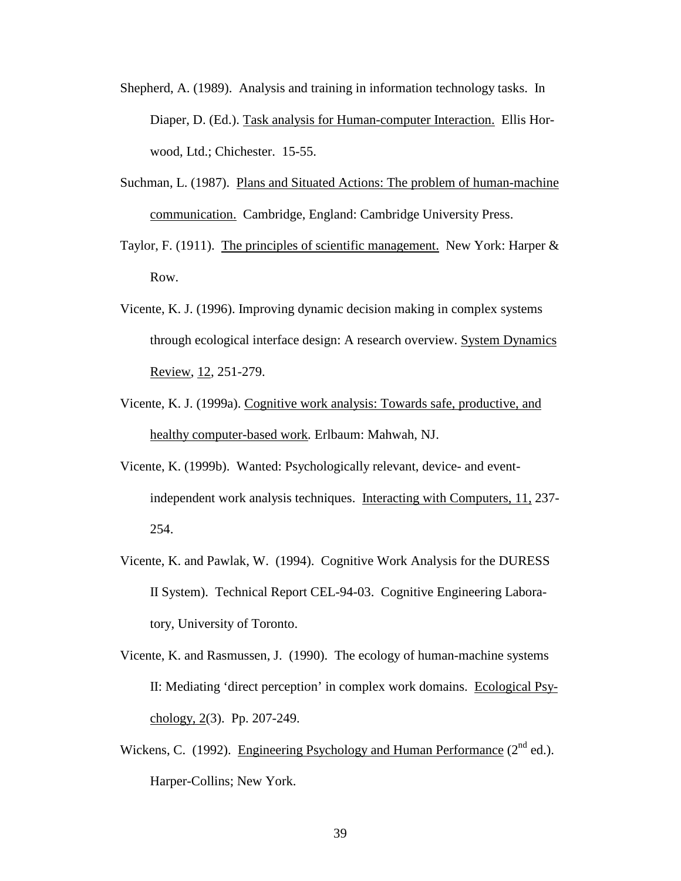Shepherd, A. (1989). Analysis and training in information technology tasks. In Diaper, D. (Ed.). Task analysis for Human-computer Interaction. Ellis Horwood, Ltd.; Chichester. 15-55.

Suchman, L. (1987). Plans and Situated Actions: The problem of human-machine communication. Cambridge, England: Cambridge University Press.

Taylor, F. (1911). The principles of scientific management. New York: Harper & Row.

Vicente, K. J. (1996). Improving dynamic decision making in complex systems through ecological interface design: A research overview. System Dynamics Review, 12, 251-279.

Vicente, K. J. (1999a). Cognitive work analysis: Towards safe, productive, and healthy computer-based work. Erlbaum: Mahwah, NJ.

Vicente, K. (1999b). Wanted: Psychologically relevant, device- and event-independent work analysis techniques. Interacting with Computers, 11, 237-254.

Vicente, K. and Pawlak, W. (1994). Cognitive Work Analysis for the DURESS II System). Technical Report CEL-94-03. Cognitive Engineering Laboratory, University of Toronto.

Vicente, K. and Rasmussen, J. (1990). The ecology of human-machine systems II: Mediating 'direct perception' in complex work domains. Ecological Psychology, 2(3). Pp. 207-249.

Wickens, C. (1992). Engineering Psychology and Human Performance (2nd ed.). Harper-Collins; New York.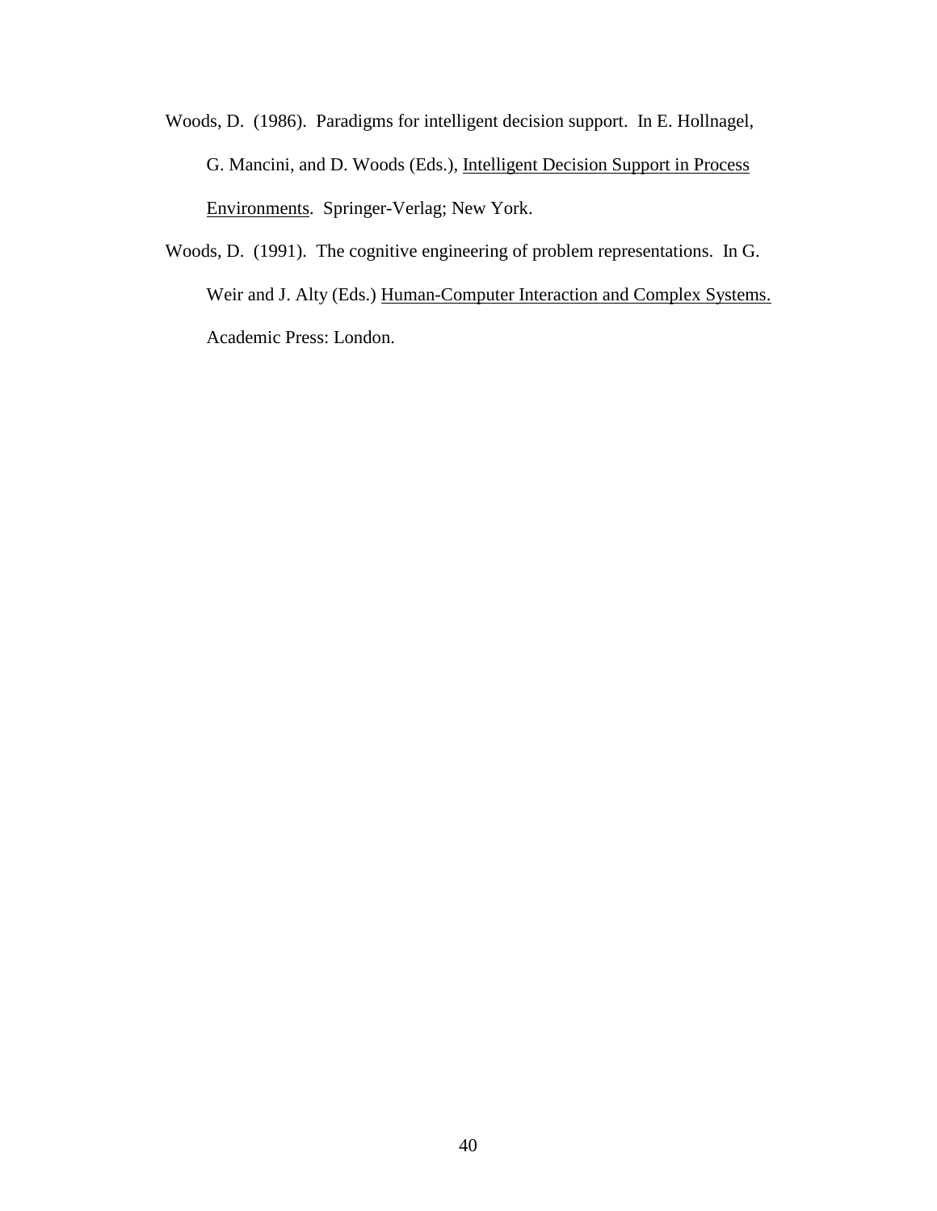Woods, D. (1986). Paradigms for intelligent decision support. In E. Hollnagel, G. Mancini, and D. Woods (Eds.), <u>Intelligent Decision Support in Process Environments</u>. Springer-Verlag; New York.

Woods, D. (1991). The cognitive engineering of problem representations. In G. Weir and J. Alty (Eds.) <u>Human-Computer Interaction and Complex Systems.</u> Academic Press: London.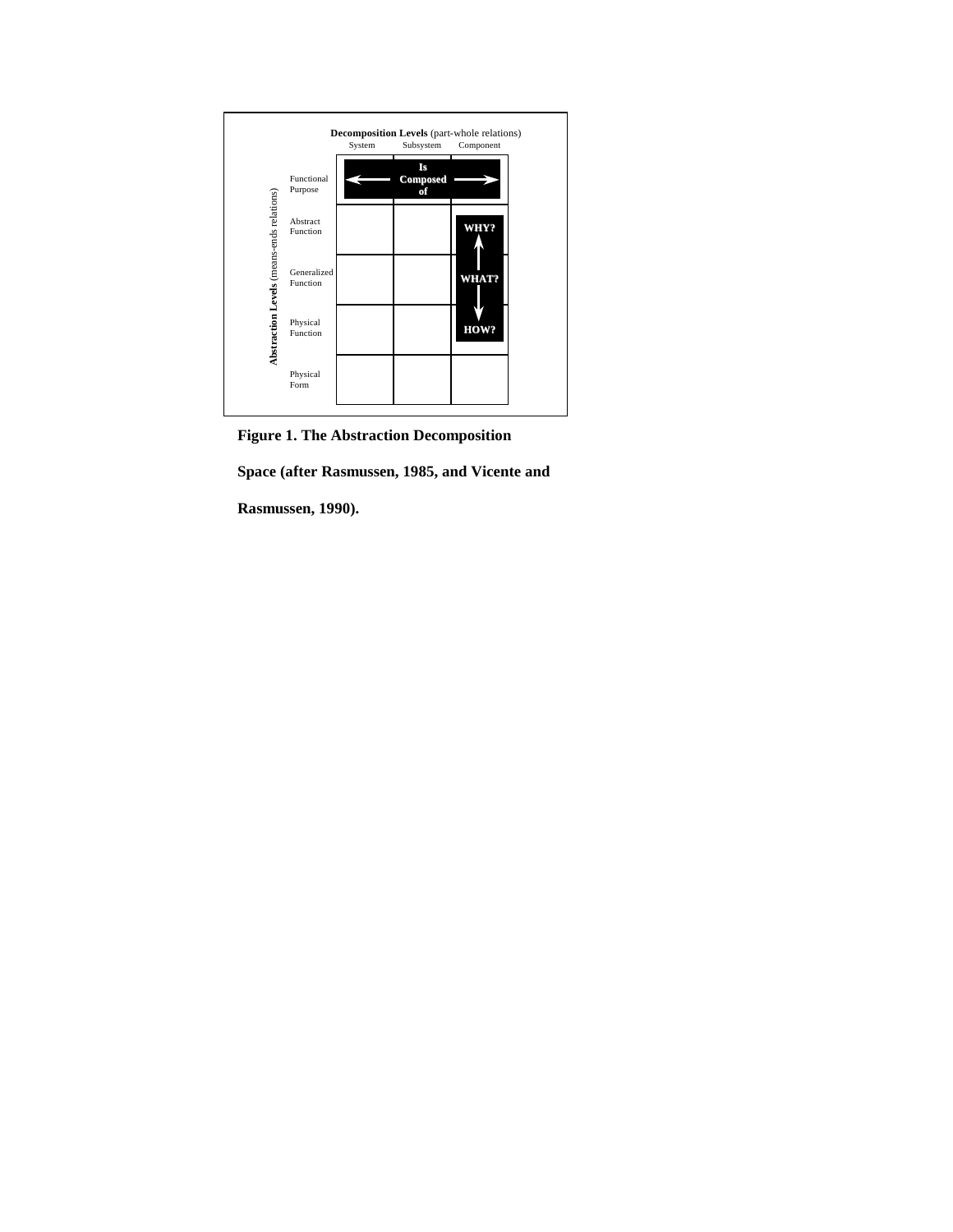**Decomposition Levels** (part-whole relations)

| **Abstraction Levels** (means-ends relations) | System | Subsystem | Component |
|---|---|---|---|
| Functional Purpose | ← | **Is Composed of** | → |
| Abstract Function | | | **WHY?** |
| Generalized Function | | | **WHAT?** |
| Physical Function | | | **HOW?** |
| Physical Form | | | |

**Figure 1. The Abstraction Decomposition Space (after Rasmussen, 1985, and Vicente and Rasmussen, 1990).**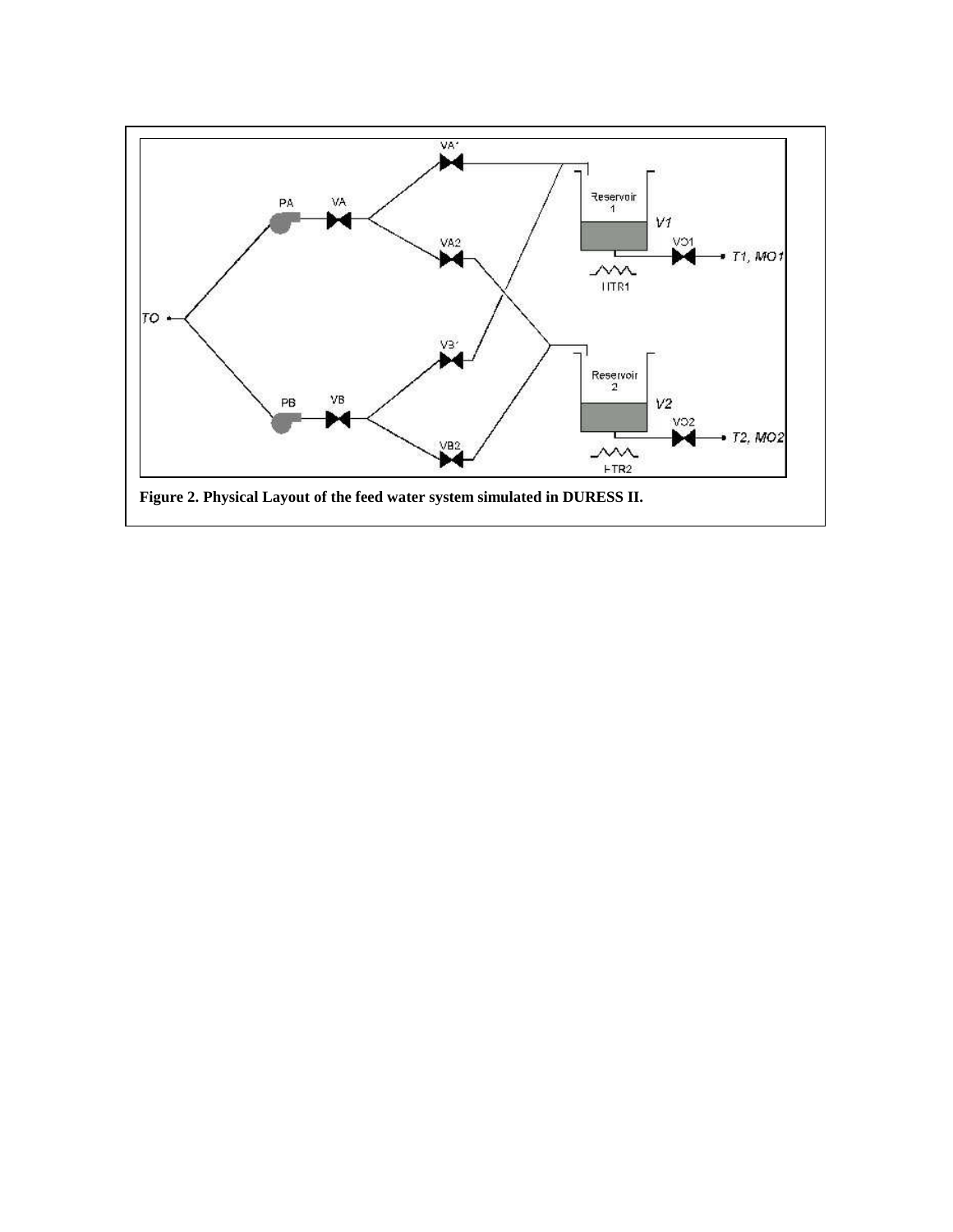**Figure 2. Physical Layout of the feed water system simulated in DURESS II.**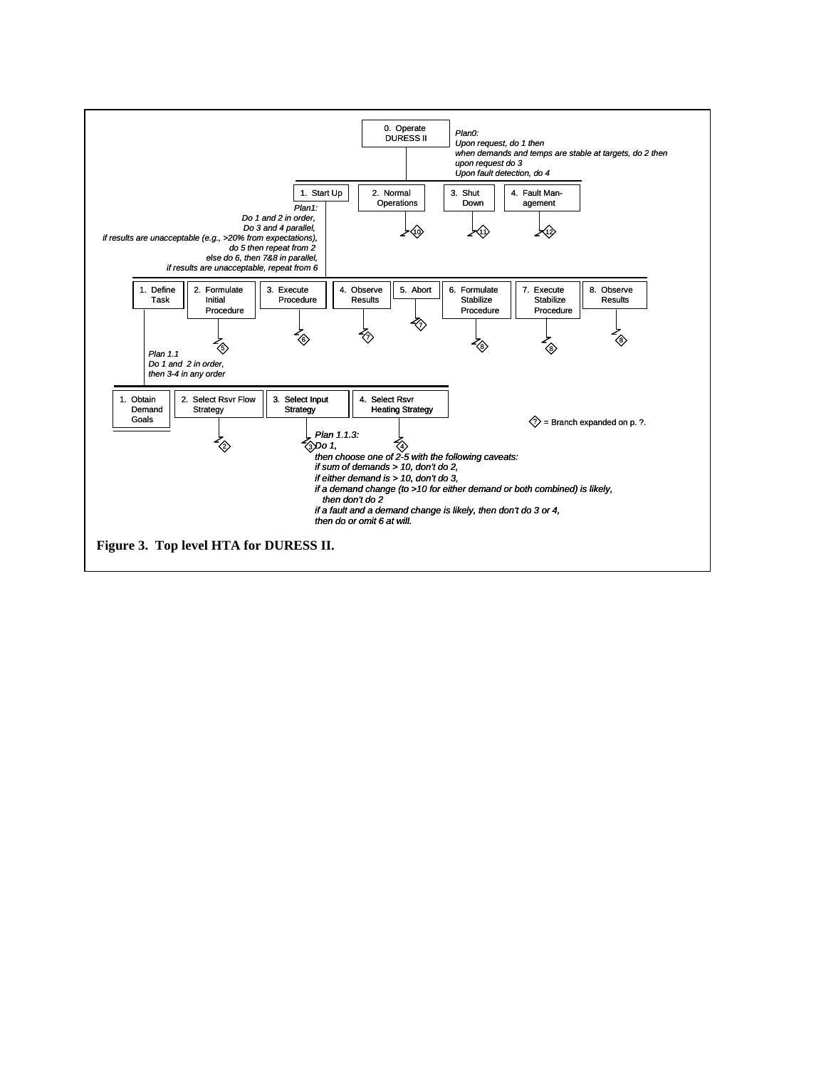0. Operate DURESS II

*Plan0:*
*Upon request, do 1 then*
*when demands and temps are stable at targets, do 2 then*
*upon request do 3*
*Upon fault detection, do 4*

1. Start Up
2. Normal Operations (10)
3. Shut Down (11)
4. Fault Management (12)

*Plan1:*
*Do 1 and 2 in order,*
*Do 3 and 4 parallel,*
*if results are unacceptable (e.g., >20% from expectations),*
*do 5 then repeat from 2*
*else do 6, then 7&8 in parallel,*
*if results are unacceptable, repeat from 6*

1. Define Task
2. Formulate Initial Procedure (5)
3. Execute Procedure (6)
4. Observe Results (7)
5. Abort (7)
6. Formulate Stabilize Procedure (8)
7. Execute Stabilize Procedure (8)
8. Observe Results (8)

*Plan 1.1*
*Do 1 and 2 in order,*
*then 3-4 in any order*

1. Obtain Demand Goals
2. Select Rsvr Flow Strategy (2)
3. Select Input Strategy (3)
4. Select Rsvr Heating Strategy (4)

*Plan 1.1.3:*
*Do 1,*
*then choose one of 2-5 with the following caveats:*
*if sum of demands > 10, don't do 2,*
*if either demand is > 10, don't do 3,*
*if a demand change (to >10 for either demand or both combined) is likely,*
*then don't do 2*
*if a fault and a demand change is likely, then don't do 3 or 4,*
*then do or omit 6 at will.*

◇ = Branch expanded on p. ?.

**Figure 3. Top level HTA for DURESS II.**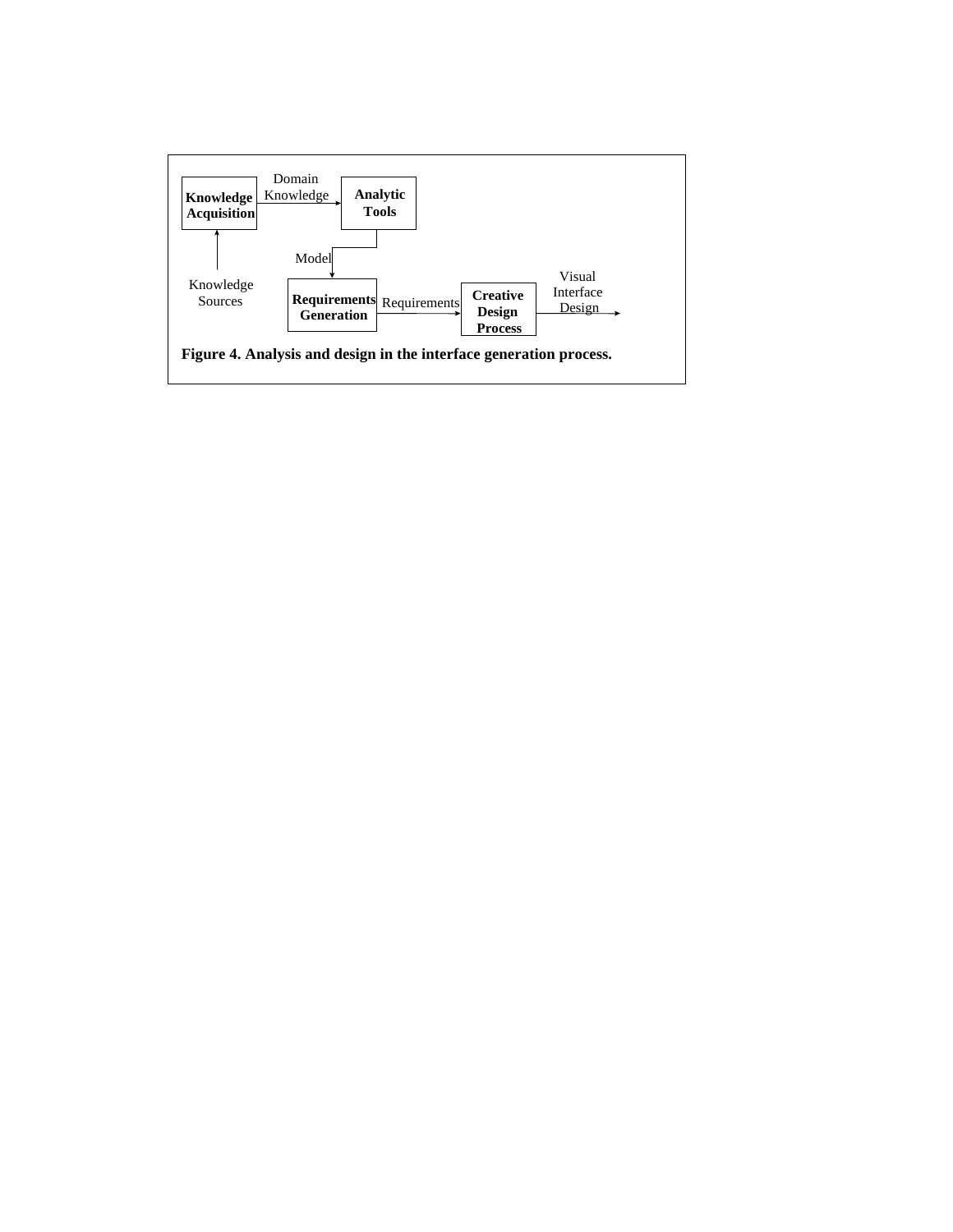**Figure 4. Analysis and design in the interface generation process.**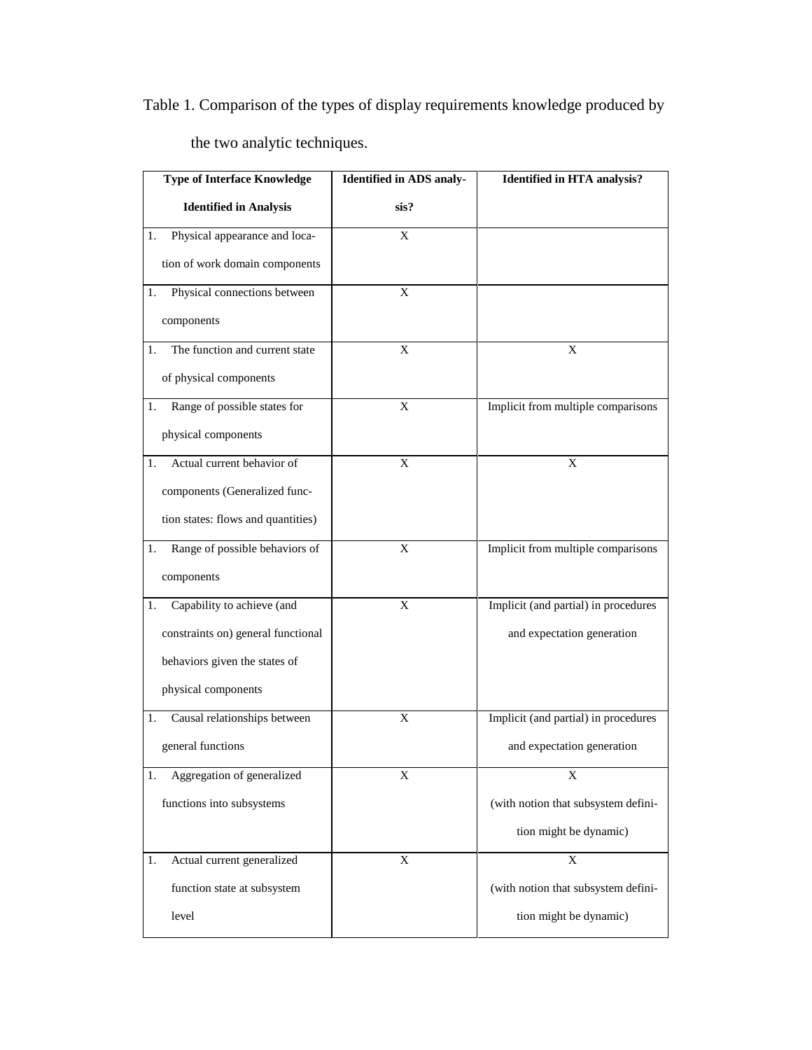Table 1. Comparison of the types of display requirements knowledge produced by the two analytic techniques.

| Type of Interface Knowledge Identified in Analysis | Identified in ADS analysis? | Identified in HTA analysis? |
|---|---|---|
| 1. Physical appearance and location of work domain components | X | |
| 1. Physical connections between components | X | |
| 1. The function and current state of physical components | X | X |
| 1. Range of possible states for physical components | X | Implicit from multiple comparisons |
| 1. Actual current behavior of components (Generalized function states: flows and quantities) | X | X |
| 1. Range of possible behaviors of components | X | Implicit from multiple comparisons |
| 1. Capability to achieve (and constraints on) general functional behaviors given the states of physical components | X | Implicit (and partial) in procedures and expectation generation |
| 1. Causal relationships between general functions | X | Implicit (and partial) in procedures and expectation generation |
| 1. Aggregation of generalized functions into subsystems | X | X (with notion that subsystem definition might be dynamic) |
| 1. Actual current generalized function state at subsystem level | X | X (with notion that subsystem definition might be dynamic) |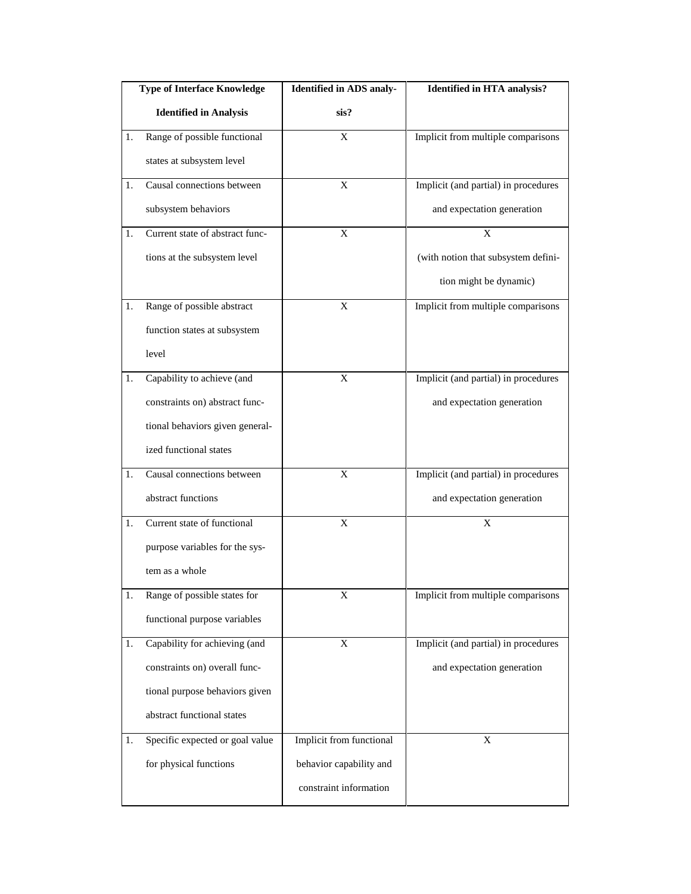| Type of Interface Knowledge Identified in Analysis | Identified in ADS analysis? | Identified in HTA analysis? |
|---|---|---|
| 1. Range of possible functional states at subsystem level | X | Implicit from multiple comparisons |
| 1. Causal connections between subsystem behaviors | X | Implicit (and partial) in procedures and expectation generation |
| 1. Current state of abstract functions at the subsystem level | X | X (with notion that subsystem definition might be dynamic) |
| 1. Range of possible abstract function states at subsystem level | X | Implicit from multiple comparisons |
| 1. Capability to achieve (and constraints on) abstract functional behaviors given generalized functional states | X | Implicit (and partial) in procedures and expectation generation |
| 1. Causal connections between abstract functions | X | Implicit (and partial) in procedures and expectation generation |
| 1. Current state of functional purpose variables for the system as a whole | X | X |
| 1. Range of possible states for functional purpose variables | X | Implicit from multiple comparisons |
| 1. Capability for achieving (and constraints on) overall functional purpose behaviors given abstract functional states | X | Implicit (and partial) in procedures and expectation generation |
| 1. Specific expected or goal value for physical functions | Implicit from functional behavior capability and constraint information | X |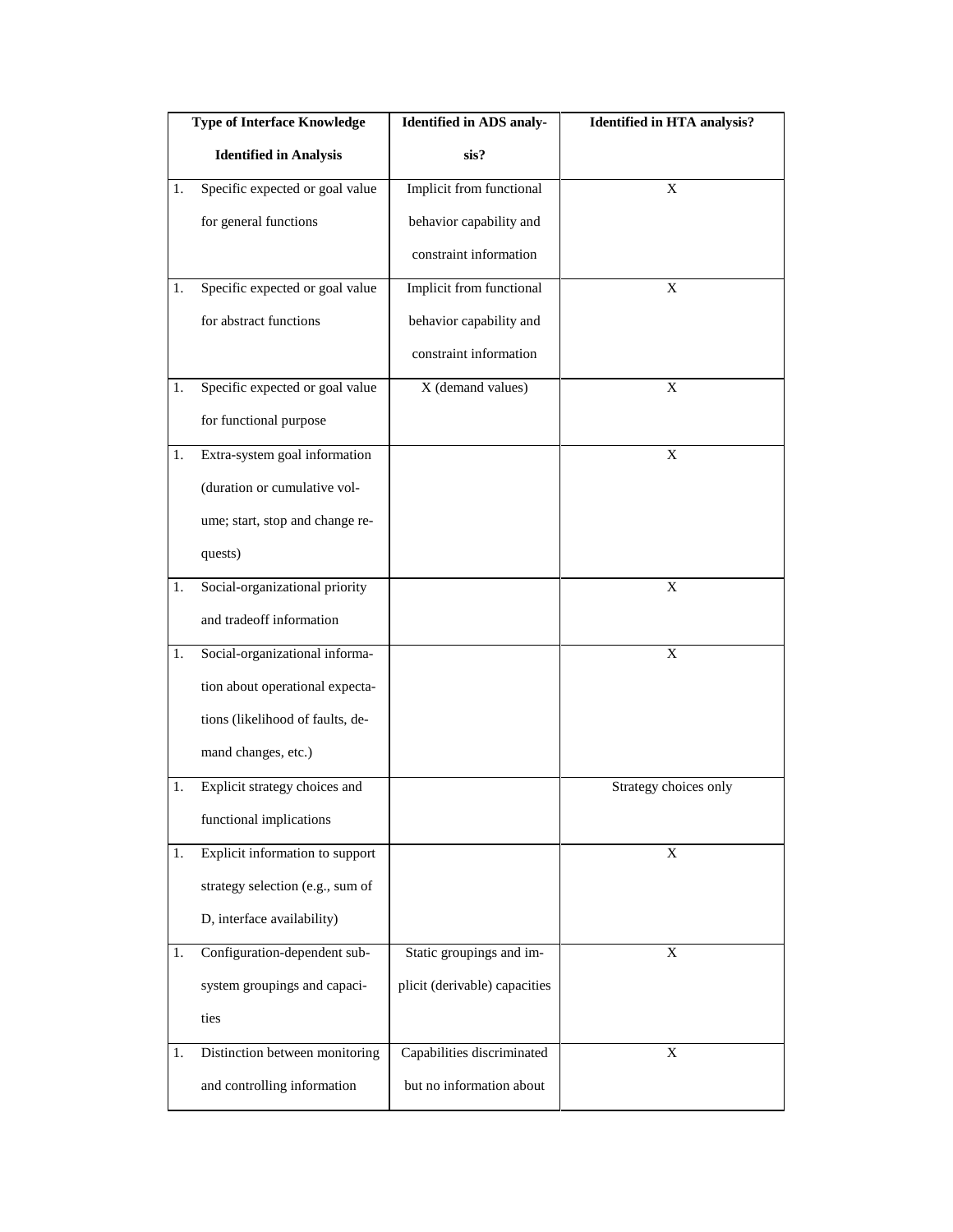| Type of Interface Knowledge Identified in Analysis | Identified in ADS analysis? | Identified in HTA analysis? |
|---|---|---|
| 1. Specific expected or goal value for general functions | Implicit from functional behavior capability and constraint information | X |
| 1. Specific expected or goal value for abstract functions | Implicit from functional behavior capability and constraint information | X |
| 1. Specific expected or goal value for functional purpose | X (demand values) | X |
| 1. Extra-system goal information (duration or cumulative volume; start, stop and change requests) | | X |
| 1. Social-organizational priority and tradeoff information | | X |
| 1. Social-organizational information about operational expectations (likelihood of faults, demand changes, etc.) | | X |
| 1. Explicit strategy choices and functional implications | | Strategy choices only |
| 1. Explicit information to support strategy selection (e.g., sum of D, interface availability) | | X |
| 1. Configuration-dependent subsystem groupings and capacities | Static groupings and implicit (derivable) capacities | X |
| 1. Distinction between monitoring and controlling information | Capabilities discriminated but no information about | X |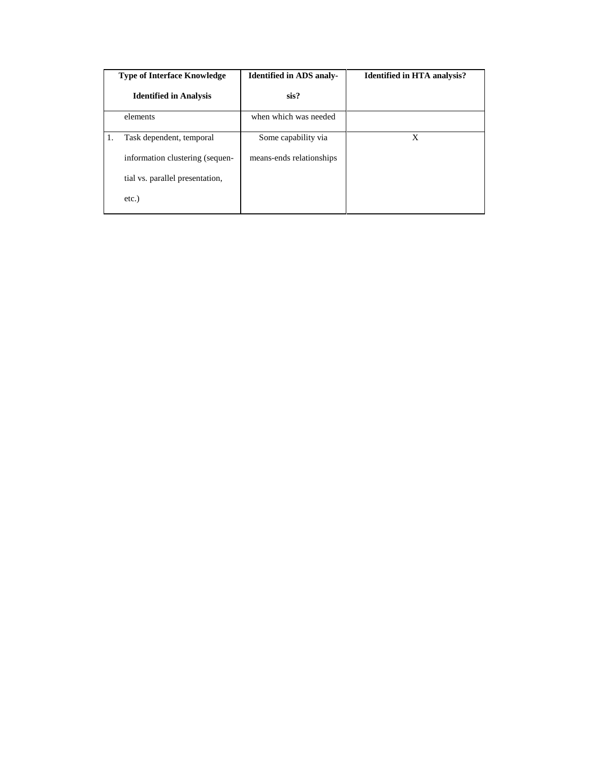| Type of Interface Knowledge Identified in Analysis | Identified in ADS analysis? | Identified in HTA analysis? |
|---|---|---|
| elements | when which was needed | |
| 1. Task dependent, temporal information clustering (sequential vs. parallel presentation, etc.) | Some capability via means-ends relationships | X |